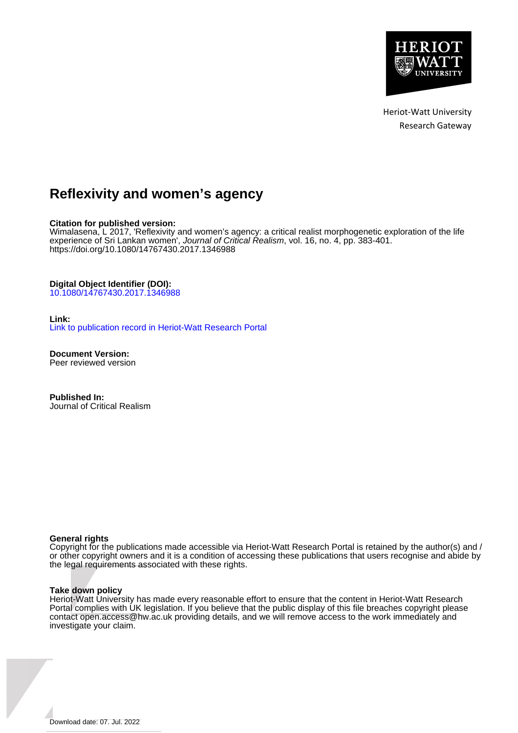Heriot-Watt University
Research Gateway

# Reflexivity and women's agency

**Citation for published version:**
Wimalasena, L 2017, 'Reflexivity and women's agency: a critical realist morphogenetic exploration of the life experience of Sri Lankan women', *Journal of Critical Realism*, vol. 16, no. 4, pp. 383-401. https://doi.org/10.1080/14767430.2017.1346988

**Digital Object Identifier (DOI):**
10.1080/14767430.2017.1346988

**Link:**
Link to publication record in Heriot-Watt Research Portal

**Document Version:**
Peer reviewed version

**Published In:**
Journal of Critical Realism

**General rights**
Copyright for the publications made accessible via Heriot-Watt Research Portal is retained by the author(s) and / or other copyright owners and it is a condition of accessing these publications that users recognise and abide by the legal requirements associated with these rights.

**Take down policy**
Heriot-Watt University has made every reasonable effort to ensure that the content in Heriot-Watt Research Portal complies with UK legislation. If you believe that the public display of this file breaches copyright please contact open.access@hw.ac.uk providing details, and we will remove access to the work immediately and investigate your claim.

Download date: 07. Jul. 2022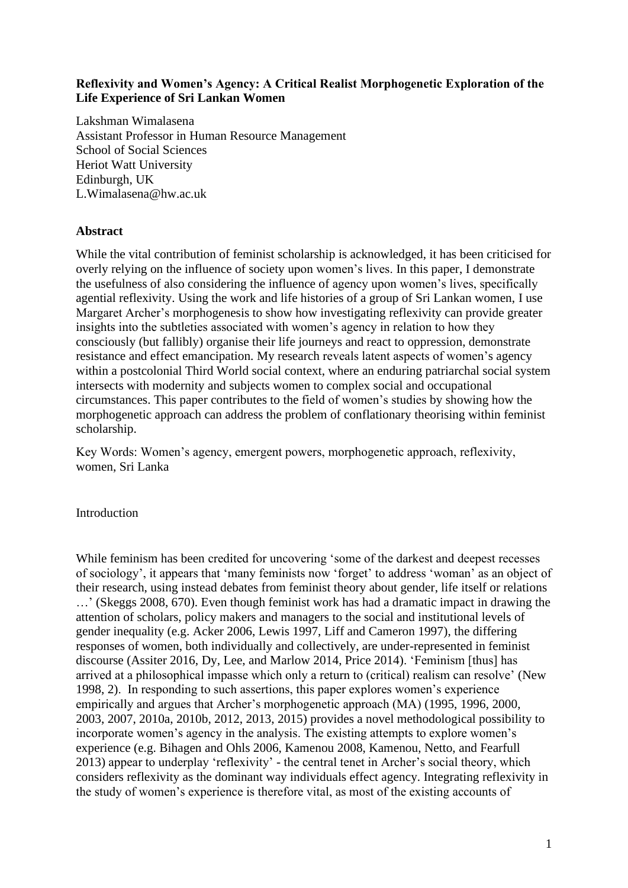**Reflexivity and Women's Agency: A Critical Realist Morphogenetic Exploration of the Life Experience of Sri Lankan Women**

Lakshman Wimalasena
Assistant Professor in Human Resource Management
School of Social Sciences
Heriot Watt University
Edinburgh, UK
L.Wimalasena@hw.ac.uk

## Abstract

While the vital contribution of feminist scholarship is acknowledged, it has been criticised for overly relying on the influence of society upon women's lives. In this paper, I demonstrate the usefulness of also considering the influence of agency upon women's lives, specifically agential reflexivity. Using the work and life histories of a group of Sri Lankan women, I use Margaret Archer's morphogenesis to show how investigating reflexivity can provide greater insights into the subtleties associated with women's agency in relation to how they consciously (but fallibly) organise their life journeys and react to oppression, demonstrate resistance and effect emancipation. My research reveals latent aspects of women's agency within a postcolonial Third World social context, where an enduring patriarchal social system intersects with modernity and subjects women to complex social and occupational circumstances. This paper contributes to the field of women's studies by showing how the morphogenetic approach can address the problem of conflationary theorising within feminist scholarship.

Key Words: Women's agency, emergent powers, morphogenetic approach, reflexivity, women, Sri Lanka

## Introduction

While feminism has been credited for uncovering 'some of the darkest and deepest recesses of sociology', it appears that 'many feminists now 'forget' to address 'woman' as an object of their research, using instead debates from feminist theory about gender, life itself or relations …' (Skeggs 2008, 670). Even though feminist work has had a dramatic impact in drawing the attention of scholars, policy makers and managers to the social and institutional levels of gender inequality (e.g. Acker 2006, Lewis 1997, Liff and Cameron 1997), the differing responses of women, both individually and collectively, are under-represented in feminist discourse (Assiter 2016, Dy, Lee, and Marlow 2014, Price 2014). 'Feminism [thus] has arrived at a philosophical impasse which only a return to (critical) realism can resolve' (New 1998, 2). In responding to such assertions, this paper explores women's experience empirically and argues that Archer's morphogenetic approach (MA) (1995, 1996, 2000, 2003, 2007, 2010a, 2010b, 2012, 2013, 2015) provides a novel methodological possibility to incorporate women's agency in the analysis. The existing attempts to explore women's experience (e.g. Bihagen and Ohls 2006, Kamenou 2008, Kamenou, Netto, and Fearfull 2013) appear to underplay 'reflexivity' - the central tenet in Archer's social theory, which considers reflexivity as the dominant way individuals effect agency. Integrating reflexivity in the study of women's experience is therefore vital, as most of the existing accounts of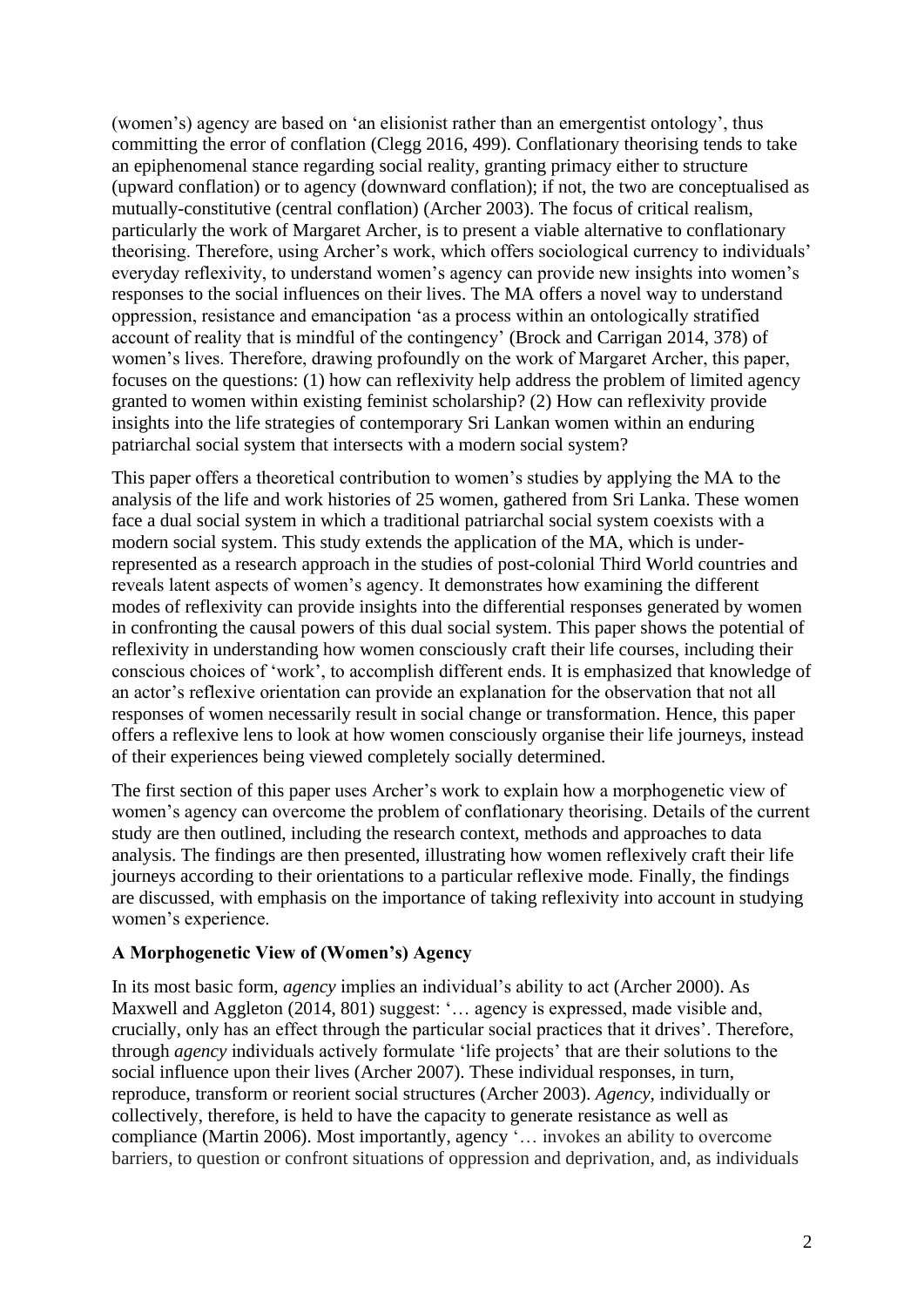(women's) agency are based on 'an elisionist rather than an emergentist ontology', thus committing the error of conflation (Clegg 2016, 499). Conflationary theorising tends to take an epiphenomenal stance regarding social reality, granting primacy either to structure (upward conflation) or to agency (downward conflation); if not, the two are conceptualised as mutually-constitutive (central conflation) (Archer 2003). The focus of critical realism, particularly the work of Margaret Archer, is to present a viable alternative to conflationary theorising. Therefore, using Archer's work, which offers sociological currency to individuals' everyday reflexivity, to understand women's agency can provide new insights into women's responses to the social influences on their lives. The MA offers a novel way to understand oppression, resistance and emancipation 'as a process within an ontologically stratified account of reality that is mindful of the contingency' (Brock and Carrigan 2014, 378) of women's lives. Therefore, drawing profoundly on the work of Margaret Archer, this paper, focuses on the questions: (1) how can reflexivity help address the problem of limited agency granted to women within existing feminist scholarship? (2) How can reflexivity provide insights into the life strategies of contemporary Sri Lankan women within an enduring patriarchal social system that intersects with a modern social system?

This paper offers a theoretical contribution to women's studies by applying the MA to the analysis of the life and work histories of 25 women, gathered from Sri Lanka. These women face a dual social system in which a traditional patriarchal social system coexists with a modern social system. This study extends the application of the MA, which is under-represented as a research approach in the studies of post-colonial Third World countries and reveals latent aspects of women's agency. It demonstrates how examining the different modes of reflexivity can provide insights into the differential responses generated by women in confronting the causal powers of this dual social system. This paper shows the potential of reflexivity in understanding how women consciously craft their life courses, including their conscious choices of 'work', to accomplish different ends. It is emphasized that knowledge of an actor's reflexive orientation can provide an explanation for the observation that not all responses of women necessarily result in social change or transformation. Hence, this paper offers a reflexive lens to look at how women consciously organise their life journeys, instead of their experiences being viewed completely socially determined.

The first section of this paper uses Archer's work to explain how a morphogenetic view of women's agency can overcome the problem of conflationary theorising. Details of the current study are then outlined, including the research context, methods and approaches to data analysis. The findings are then presented, illustrating how women reflexively craft their life journeys according to their orientations to a particular reflexive mode. Finally, the findings are discussed, with emphasis on the importance of taking reflexivity into account in studying women's experience.

## A Morphogenetic View of (Women's) Agency

In its most basic form, *agency* implies an individual's ability to act (Archer 2000). As Maxwell and Aggleton (2014, 801) suggest: '… agency is expressed, made visible and, crucially, only has an effect through the particular social practices that it drives'. Therefore, through *agency* individuals actively formulate 'life projects' that are their solutions to the social influence upon their lives (Archer 2007). These individual responses, in turn, reproduce, transform or reorient social structures (Archer 2003). *Agency,* individually or collectively, therefore, is held to have the capacity to generate resistance as well as compliance (Martin 2006). Most importantly, agency '… invokes an ability to overcome barriers, to question or confront situations of oppression and deprivation, and, as individuals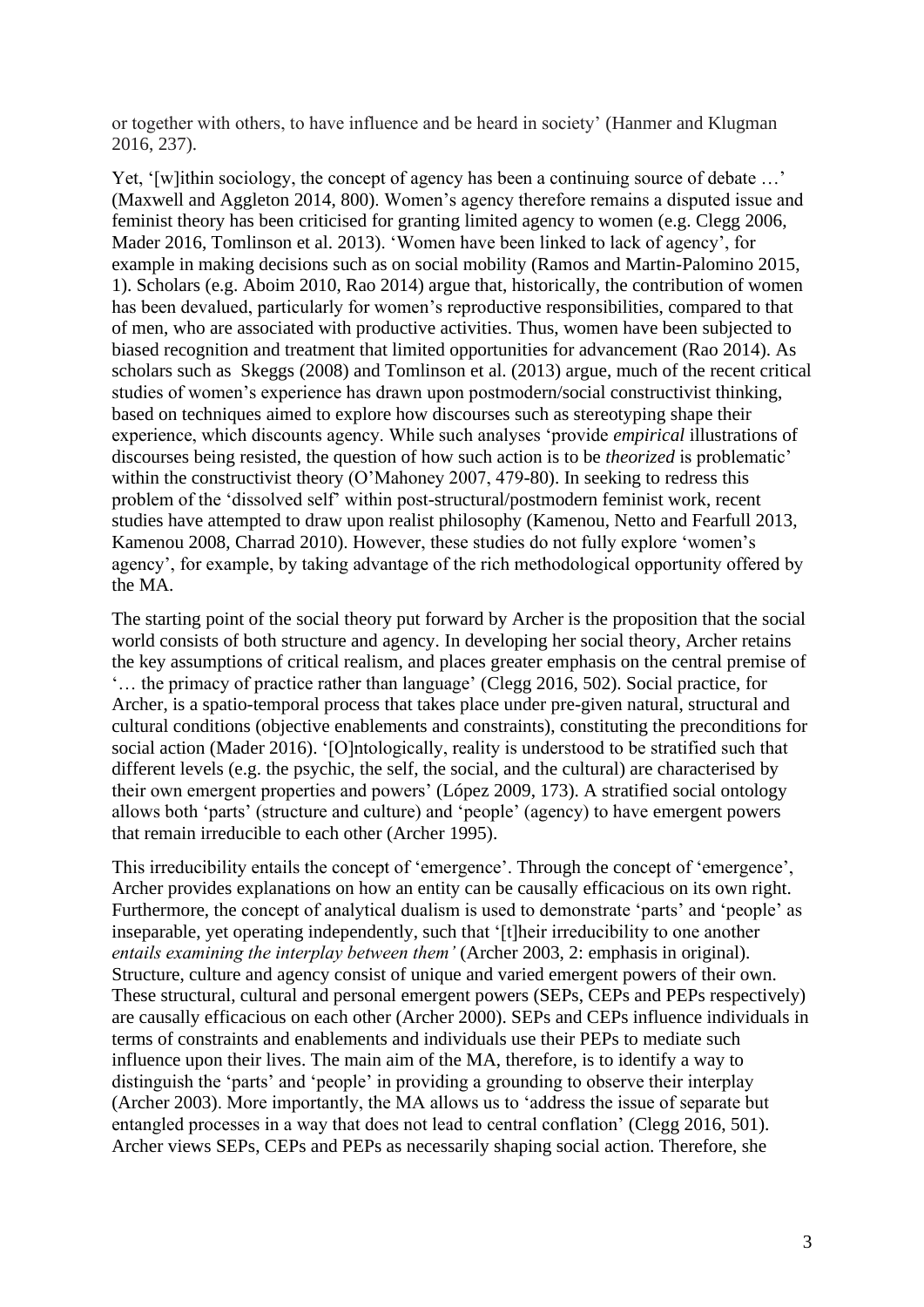or together with others, to have influence and be heard in society' (Hanmer and Klugman 2016, 237).

Yet, '[w]ithin sociology, the concept of agency has been a continuing source of debate …' (Maxwell and Aggleton 2014, 800). Women's agency therefore remains a disputed issue and feminist theory has been criticised for granting limited agency to women (e.g. Clegg 2006, Mader 2016, Tomlinson et al. 2013). 'Women have been linked to lack of agency', for example in making decisions such as on social mobility (Ramos and Martin-Palomino 2015, 1). Scholars (e.g. Aboim 2010, Rao 2014) argue that, historically, the contribution of women has been devalued, particularly for women's reproductive responsibilities, compared to that of men, who are associated with productive activities. Thus, women have been subjected to biased recognition and treatment that limited opportunities for advancement (Rao 2014). As scholars such as Skeggs (2008) and Tomlinson et al. (2013) argue, much of the recent critical studies of women's experience has drawn upon postmodern/social constructivist thinking, based on techniques aimed to explore how discourses such as stereotyping shape their experience, which discounts agency. While such analyses 'provide *empirical* illustrations of discourses being resisted, the question of how such action is to be *theorized* is problematic' within the constructivist theory (O'Mahoney 2007, 479-80). In seeking to redress this problem of the 'dissolved self' within post-structural/postmodern feminist work, recent studies have attempted to draw upon realist philosophy (Kamenou, Netto and Fearfull 2013, Kamenou 2008, Charrad 2010). However, these studies do not fully explore 'women's agency', for example, by taking advantage of the rich methodological opportunity offered by the MA.

The starting point of the social theory put forward by Archer is the proposition that the social world consists of both structure and agency. In developing her social theory, Archer retains the key assumptions of critical realism, and places greater emphasis on the central premise of '… the primacy of practice rather than language' (Clegg 2016, 502). Social practice, for Archer, is a spatio-temporal process that takes place under pre-given natural, structural and cultural conditions (objective enablements and constraints), constituting the preconditions for social action (Mader 2016). '[O]ntologically, reality is understood to be stratified such that different levels (e.g. the psychic, the self, the social, and the cultural) are characterised by their own emergent properties and powers' (López 2009, 173). A stratified social ontology allows both 'parts' (structure and culture) and 'people' (agency) to have emergent powers that remain irreducible to each other (Archer 1995).

This irreducibility entails the concept of 'emergence'. Through the concept of 'emergence', Archer provides explanations on how an entity can be causally efficacious on its own right. Furthermore, the concept of analytical dualism is used to demonstrate 'parts' and 'people' as inseparable, yet operating independently, such that '[t]heir irreducibility to one another *entails examining the interplay between them'* (Archer 2003, 2: emphasis in original). Structure, culture and agency consist of unique and varied emergent powers of their own. These structural, cultural and personal emergent powers (SEPs, CEPs and PEPs respectively) are causally efficacious on each other (Archer 2000). SEPs and CEPs influence individuals in terms of constraints and enablements and individuals use their PEPs to mediate such influence upon their lives. The main aim of the MA, therefore, is to identify a way to distinguish the 'parts' and 'people' in providing a grounding to observe their interplay (Archer 2003). More importantly, the MA allows us to 'address the issue of separate but entangled processes in a way that does not lead to central conflation' (Clegg 2016, 501). Archer views SEPs, CEPs and PEPs as necessarily shaping social action. Therefore, she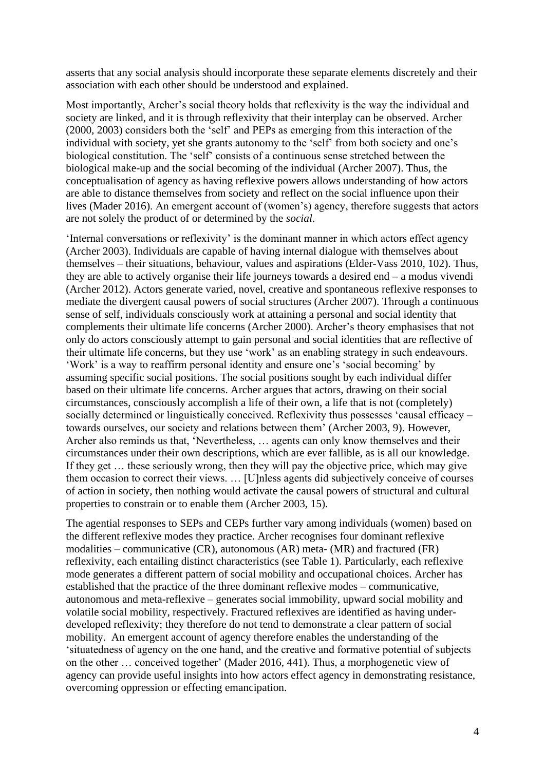asserts that any social analysis should incorporate these separate elements discretely and their association with each other should be understood and explained.

Most importantly, Archer's social theory holds that reflexivity is the way the individual and society are linked, and it is through reflexivity that their interplay can be observed. Archer (2000, 2003) considers both the 'self' and PEPs as emerging from this interaction of the individual with society, yet she grants autonomy to the 'self' from both society and one's biological constitution. The 'self' consists of a continuous sense stretched between the biological make-up and the social becoming of the individual (Archer 2007). Thus, the conceptualisation of agency as having reflexive powers allows understanding of how actors are able to distance themselves from society and reflect on the social influence upon their lives (Mader 2016). An emergent account of (women's) agency, therefore suggests that actors are not solely the product of or determined by the *social*.

'Internal conversations or reflexivity' is the dominant manner in which actors effect agency (Archer 2003). Individuals are capable of having internal dialogue with themselves about themselves – their situations, behaviour, values and aspirations (Elder-Vass 2010, 102). Thus, they are able to actively organise their life journeys towards a desired end – a modus vivendi (Archer 2012). Actors generate varied, novel, creative and spontaneous reflexive responses to mediate the divergent causal powers of social structures (Archer 2007). Through a continuous sense of self, individuals consciously work at attaining a personal and social identity that complements their ultimate life concerns (Archer 2000). Archer's theory emphasises that not only do actors consciously attempt to gain personal and social identities that are reflective of their ultimate life concerns, but they use 'work' as an enabling strategy in such endeavours. 'Work' is a way to reaffirm personal identity and ensure one's 'social becoming' by assuming specific social positions. The social positions sought by each individual differ based on their ultimate life concerns. Archer argues that actors, drawing on their social circumstances, consciously accomplish a life of their own, a life that is not (completely) socially determined or linguistically conceived. Reflexivity thus possesses 'causal efficacy – towards ourselves, our society and relations between them' (Archer 2003, 9). However, Archer also reminds us that, 'Nevertheless, … agents can only know themselves and their circumstances under their own descriptions, which are ever fallible, as is all our knowledge. If they get … these seriously wrong, then they will pay the objective price, which may give them occasion to correct their views. … [U]nless agents did subjectively conceive of courses of action in society, then nothing would activate the causal powers of structural and cultural properties to constrain or to enable them (Archer 2003, 15).

The agential responses to SEPs and CEPs further vary among individuals (women) based on the different reflexive modes they practice. Archer recognises four dominant reflexive modalities – communicative (CR), autonomous (AR) meta- (MR) and fractured (FR) reflexivity, each entailing distinct characteristics (see Table 1). Particularly, each reflexive mode generates a different pattern of social mobility and occupational choices. Archer has established that the practice of the three dominant reflexive modes – communicative, autonomous and meta-reflexive – generates social immobility, upward social mobility and volatile social mobility, respectively. Fractured reflexives are identified as having under-developed reflexivity; they therefore do not tend to demonstrate a clear pattern of social mobility. An emergent account of agency therefore enables the understanding of the 'situatedness of agency on the one hand, and the creative and formative potential of subjects on the other … conceived together' (Mader 2016, 441). Thus, a morphogenetic view of agency can provide useful insights into how actors effect agency in demonstrating resistance, overcoming oppression or effecting emancipation.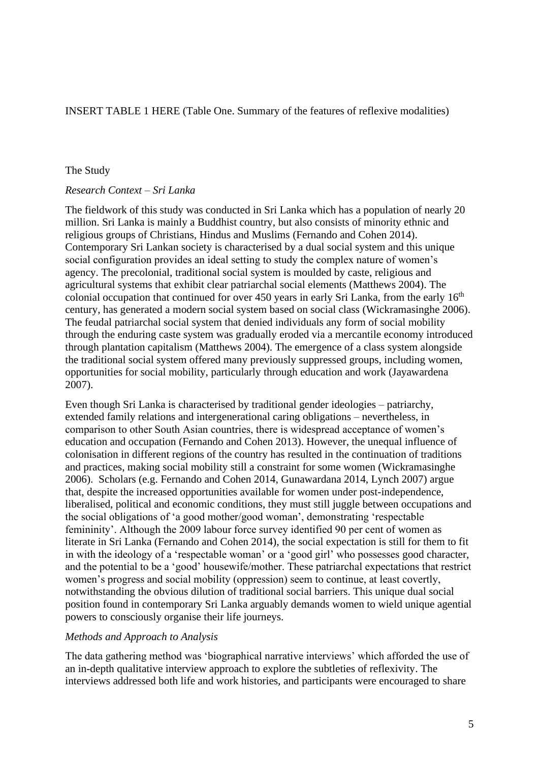INSERT TABLE 1 HERE (Table One. Summary of the features of reflexive modalities)

## The Study

### *Research Context – Sri Lanka*

The fieldwork of this study was conducted in Sri Lanka which has a population of nearly 20 million. Sri Lanka is mainly a Buddhist country, but also consists of minority ethnic and religious groups of Christians, Hindus and Muslims (Fernando and Cohen 2014). Contemporary Sri Lankan society is characterised by a dual social system and this unique social configuration provides an ideal setting to study the complex nature of women's agency. The precolonial, traditional social system is moulded by caste, religious and agricultural systems that exhibit clear patriarchal social elements (Matthews 2004). The colonial occupation that continued for over 450 years in early Sri Lanka, from the early 16th century, has generated a modern social system based on social class (Wickramasinghe 2006). The feudal patriarchal social system that denied individuals any form of social mobility through the enduring caste system was gradually eroded via a mercantile economy introduced through plantation capitalism (Matthews 2004). The emergence of a class system alongside the traditional social system offered many previously suppressed groups, including women, opportunities for social mobility, particularly through education and work (Jayawardena 2007).

Even though Sri Lanka is characterised by traditional gender ideologies – patriarchy, extended family relations and intergenerational caring obligations – nevertheless, in comparison to other South Asian countries, there is widespread acceptance of women's education and occupation (Fernando and Cohen 2013). However, the unequal influence of colonisation in different regions of the country has resulted in the continuation of traditions and practices, making social mobility still a constraint for some women (Wickramasinghe 2006). Scholars (e.g. Fernando and Cohen 2014, Gunawardana 2014, Lynch 2007) argue that, despite the increased opportunities available for women under post-independence, liberalised, political and economic conditions, they must still juggle between occupations and the social obligations of 'a good mother/good woman', demonstrating 'respectable femininity'. Although the 2009 labour force survey identified 90 per cent of women as literate in Sri Lanka (Fernando and Cohen 2014), the social expectation is still for them to fit in with the ideology of a 'respectable woman' or a 'good girl' who possesses good character, and the potential to be a 'good' housewife/mother. These patriarchal expectations that restrict women's progress and social mobility (oppression) seem to continue, at least covertly, notwithstanding the obvious dilution of traditional social barriers. This unique dual social position found in contemporary Sri Lanka arguably demands women to wield unique agential powers to consciously organise their life journeys.

### *Methods and Approach to Analysis*

The data gathering method was 'biographical narrative interviews' which afforded the use of an in-depth qualitative interview approach to explore the subtleties of reflexivity. The interviews addressed both life and work histories, and participants were encouraged to share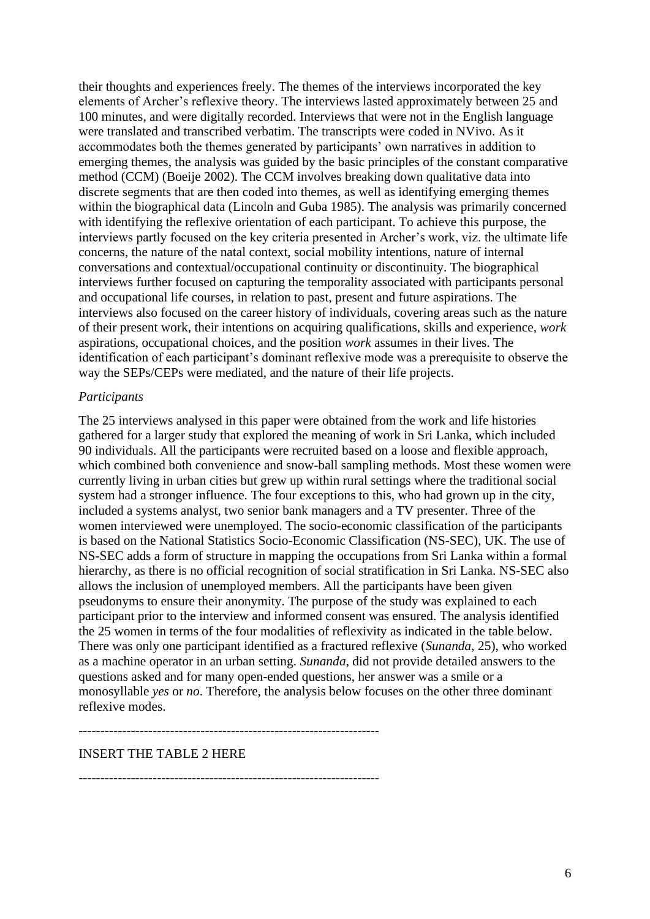their thoughts and experiences freely. The themes of the interviews incorporated the key elements of Archer's reflexive theory. The interviews lasted approximately between 25 and 100 minutes, and were digitally recorded. Interviews that were not in the English language were translated and transcribed verbatim. The transcripts were coded in NVivo. As it accommodates both the themes generated by participants' own narratives in addition to emerging themes, the analysis was guided by the basic principles of the constant comparative method (CCM) (Boeije 2002). The CCM involves breaking down qualitative data into discrete segments that are then coded into themes, as well as identifying emerging themes within the biographical data (Lincoln and Guba 1985). The analysis was primarily concerned with identifying the reflexive orientation of each participant. To achieve this purpose, the interviews partly focused on the key criteria presented in Archer's work, viz. the ultimate life concerns, the nature of the natal context, social mobility intentions, nature of internal conversations and contextual/occupational continuity or discontinuity. The biographical interviews further focused on capturing the temporality associated with participants personal and occupational life courses, in relation to past, present and future aspirations. The interviews also focused on the career history of individuals, covering areas such as the nature of their present work, their intentions on acquiring qualifications, skills and experience, *work* aspirations, occupational choices, and the position *work* assumes in their lives. The identification of each participant's dominant reflexive mode was a prerequisite to observe the way the SEPs/CEPs were mediated, and the nature of their life projects.

*Participants*

The 25 interviews analysed in this paper were obtained from the work and life histories gathered for a larger study that explored the meaning of work in Sri Lanka, which included 90 individuals. All the participants were recruited based on a loose and flexible approach, which combined both convenience and snow-ball sampling methods. Most these women were currently living in urban cities but grew up within rural settings where the traditional social system had a stronger influence. The four exceptions to this, who had grown up in the city, included a systems analyst, two senior bank managers and a TV presenter. Three of the women interviewed were unemployed. The socio-economic classification of the participants is based on the National Statistics Socio-Economic Classification (NS-SEC), UK. The use of NS-SEC adds a form of structure in mapping the occupations from Sri Lanka within a formal hierarchy, as there is no official recognition of social stratification in Sri Lanka. NS-SEC also allows the inclusion of unemployed members. All the participants have been given pseudonyms to ensure their anonymity. The purpose of the study was explained to each participant prior to the interview and informed consent was ensured. The analysis identified the 25 women in terms of the four modalities of reflexivity as indicated in the table below. There was only one participant identified as a fractured reflexive (*Sunanda*, 25), who worked as a machine operator in an urban setting. *Sunanda*, did not provide detailed answers to the questions asked and for many open-ended questions, her answer was a smile or a monosyllable *yes* or *no*. Therefore, the analysis below focuses on the other three dominant reflexive modes.

-------------------------------------------------------------------

INSERT THE TABLE 2 HERE

-------------------------------------------------------------------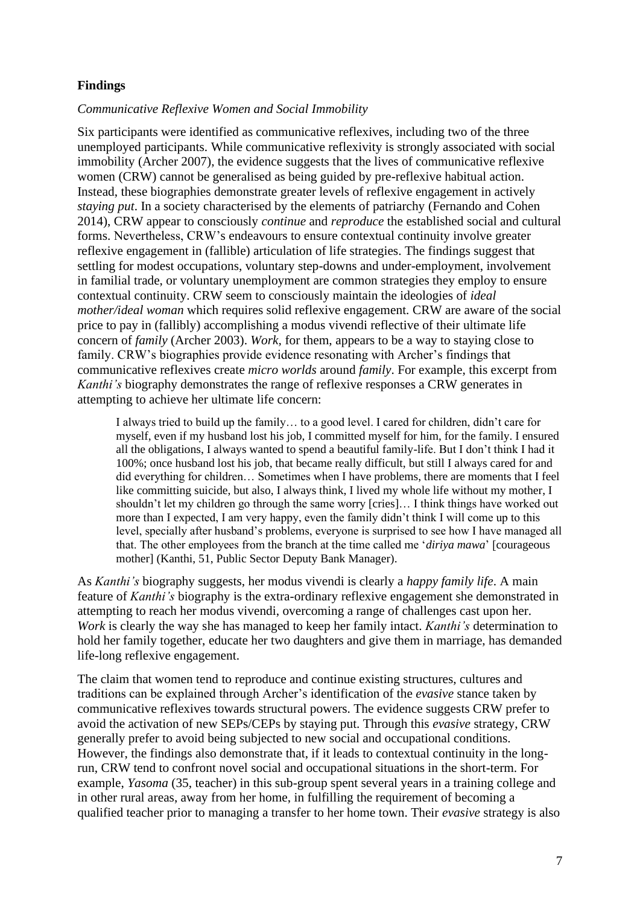**Findings**

*Communicative Reflexive Women and Social Immobility*

Six participants were identified as communicative reflexives, including two of the three unemployed participants. While communicative reflexivity is strongly associated with social immobility (Archer 2007), the evidence suggests that the lives of communicative reflexive women (CRW) cannot be generalised as being guided by pre-reflexive habitual action. Instead, these biographies demonstrate greater levels of reflexive engagement in actively *staying put*. In a society characterised by the elements of patriarchy (Fernando and Cohen 2014), CRW appear to consciously *continue* and *reproduce* the established social and cultural forms. Nevertheless, CRW's endeavours to ensure contextual continuity involve greater reflexive engagement in (fallible) articulation of life strategies. The findings suggest that settling for modest occupations, voluntary step-downs and under-employment, involvement in familial trade, or voluntary unemployment are common strategies they employ to ensure contextual continuity. CRW seem to consciously maintain the ideologies of *ideal mother/ideal woman* which requires solid reflexive engagement. CRW are aware of the social price to pay in (fallibly) accomplishing a modus vivendi reflective of their ultimate life concern of *family* (Archer 2003). *Work*, for them, appears to be a way to staying close to family. CRW's biographies provide evidence resonating with Archer's findings that communicative reflexives create *micro worlds* around *family*. For example, this excerpt from *Kanthi's* biography demonstrates the range of reflexive responses a CRW generates in attempting to achieve her ultimate life concern:

> I always tried to build up the family… to a good level. I cared for children, didn't care for myself, even if my husband lost his job, I committed myself for him, for the family. I ensured all the obligations, I always wanted to spend a beautiful family-life. But I don't think I had it 100%; once husband lost his job, that became really difficult, but still I always cared for and did everything for children… Sometimes when I have problems, there are moments that I feel like committing suicide, but also, I always think, I lived my whole life without my mother, I shouldn't let my children go through the same worry [cries]… I think things have worked out more than I expected, I am very happy, even the family didn't think I will come up to this level, specially after husband's problems, everyone is surprised to see how I have managed all that. The other employees from the branch at the time called me '*diriya mawa*' [courageous mother] (Kanthi, 51, Public Sector Deputy Bank Manager).

As *Kanthi's* biography suggests, her modus vivendi is clearly a *happy family life*. A main feature of *Kanthi's* biography is the extra-ordinary reflexive engagement she demonstrated in attempting to reach her modus vivendi, overcoming a range of challenges cast upon her. *Work* is clearly the way she has managed to keep her family intact. *Kanthi's* determination to hold her family together, educate her two daughters and give them in marriage, has demanded life-long reflexive engagement.

The claim that women tend to reproduce and continue existing structures, cultures and traditions can be explained through Archer's identification of the *evasive* stance taken by communicative reflexives towards structural powers. The evidence suggests CRW prefer to avoid the activation of new SEPs/CEPs by staying put. Through this *evasive* strategy, CRW generally prefer to avoid being subjected to new social and occupational conditions. However, the findings also demonstrate that, if it leads to contextual continuity in the long-run, CRW tend to confront novel social and occupational situations in the short-term. For example, *Yasoma* (35, teacher) in this sub-group spent several years in a training college and in other rural areas, away from her home, in fulfilling the requirement of becoming a qualified teacher prior to managing a transfer to her home town. Their *evasive* strategy is also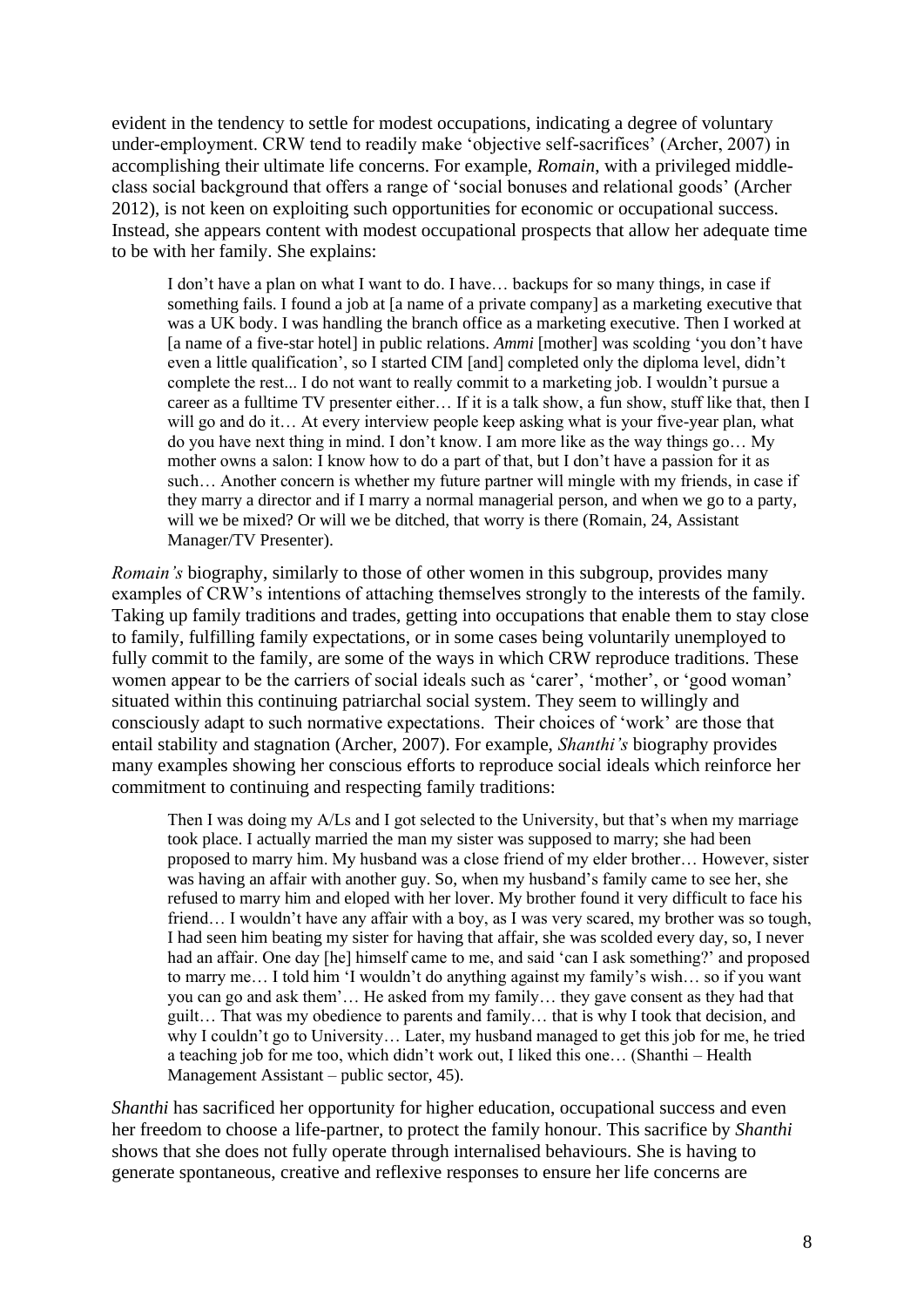evident in the tendency to settle for modest occupations, indicating a degree of voluntary under-employment. CRW tend to readily make 'objective self-sacrifices' (Archer, 2007) in accomplishing their ultimate life concerns. For example, *Romain*, with a privileged middle-class social background that offers a range of 'social bonuses and relational goods' (Archer 2012), is not keen on exploiting such opportunities for economic or occupational success. Instead, she appears content with modest occupational prospects that allow her adequate time to be with her family. She explains:

> I don't have a plan on what I want to do. I have… backups for so many things, in case if something fails. I found a job at [a name of a private company] as a marketing executive that was a UK body. I was handling the branch office as a marketing executive. Then I worked at [a name of a five-star hotel] in public relations. *Ammi* [mother] was scolding 'you don't have even a little qualification', so I started CIM [and] completed only the diploma level, didn't complete the rest... I do not want to really commit to a marketing job. I wouldn't pursue a career as a fulltime TV presenter either… If it is a talk show, a fun show, stuff like that, then I will go and do it… At every interview people keep asking what is your five-year plan, what do you have next thing in mind. I don't know. I am more like as the way things go… My mother owns a salon: I know how to do a part of that, but I don't have a passion for it as such… Another concern is whether my future partner will mingle with my friends, in case if they marry a director and if I marry a normal managerial person, and when we go to a party, will we be mixed? Or will we be ditched, that worry is there (Romain, 24, Assistant Manager/TV Presenter).

*Romain's* biography, similarly to those of other women in this subgroup, provides many examples of CRW's intentions of attaching themselves strongly to the interests of the family. Taking up family traditions and trades, getting into occupations that enable them to stay close to family, fulfilling family expectations, or in some cases being voluntarily unemployed to fully commit to the family, are some of the ways in which CRW reproduce traditions. These women appear to be the carriers of social ideals such as 'carer', 'mother', or 'good woman' situated within this continuing patriarchal social system. They seem to willingly and consciously adapt to such normative expectations. Their choices of 'work' are those that entail stability and stagnation (Archer, 2007). For example, *Shanthi's* biography provides many examples showing her conscious efforts to reproduce social ideals which reinforce her commitment to continuing and respecting family traditions:

> Then I was doing my A/Ls and I got selected to the University, but that's when my marriage took place. I actually married the man my sister was supposed to marry; she had been proposed to marry him. My husband was a close friend of my elder brother… However, sister was having an affair with another guy. So, when my husband's family came to see her, she refused to marry him and eloped with her lover. My brother found it very difficult to face his friend… I wouldn't have any affair with a boy, as I was very scared, my brother was so tough, I had seen him beating my sister for having that affair, she was scolded every day, so, I never had an affair. One day [he] himself came to me, and said 'can I ask something?' and proposed to marry me… I told him 'I wouldn't do anything against my family's wish… so if you want you can go and ask them'… He asked from my family… they gave consent as they had that guilt… That was my obedience to parents and family… that is why I took that decision, and why I couldn't go to University… Later, my husband managed to get this job for me, he tried a teaching job for me too, which didn't work out, I liked this one… (Shanthi – Health Management Assistant – public sector, 45).

*Shanthi* has sacrificed her opportunity for higher education, occupational success and even her freedom to choose a life-partner, to protect the family honour. This sacrifice by *Shanthi* shows that she does not fully operate through internalised behaviours. She is having to generate spontaneous, creative and reflexive responses to ensure her life concerns are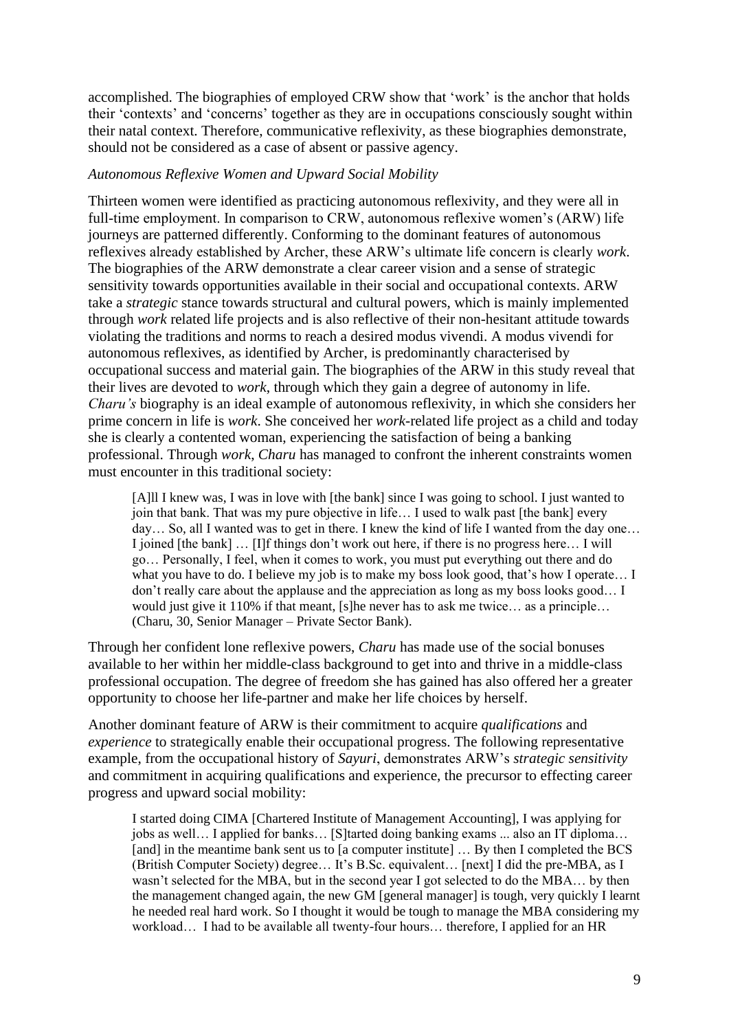accomplished. The biographies of employed CRW show that 'work' is the anchor that holds their 'contexts' and 'concerns' together as they are in occupations consciously sought within their natal context. Therefore, communicative reflexivity, as these biographies demonstrate, should not be considered as a case of absent or passive agency.

*Autonomous Reflexive Women and Upward Social Mobility*

Thirteen women were identified as practicing autonomous reflexivity, and they were all in full-time employment. In comparison to CRW, autonomous reflexive women's (ARW) life journeys are patterned differently. Conforming to the dominant features of autonomous reflexives already established by Archer, these ARW's ultimate life concern is clearly *work*. The biographies of the ARW demonstrate a clear career vision and a sense of strategic sensitivity towards opportunities available in their social and occupational contexts. ARW take a *strategic* stance towards structural and cultural powers, which is mainly implemented through *work* related life projects and is also reflective of their non-hesitant attitude towards violating the traditions and norms to reach a desired modus vivendi. A modus vivendi for autonomous reflexives, as identified by Archer, is predominantly characterised by occupational success and material gain. The biographies of the ARW in this study reveal that their lives are devoted to *work*, through which they gain a degree of autonomy in life. *Charu's* biography is an ideal example of autonomous reflexivity, in which she considers her prime concern in life is *work*. She conceived her *work*-related life project as a child and today she is clearly a contented woman, experiencing the satisfaction of being a banking professional. Through *work*, *Charu* has managed to confront the inherent constraints women must encounter in this traditional society:

> [A]ll I knew was, I was in love with [the bank] since I was going to school. I just wanted to join that bank. That was my pure objective in life… I used to walk past [the bank] every day… So, all I wanted was to get in there. I knew the kind of life I wanted from the day one… I joined [the bank] … [I]f things don't work out here, if there is no progress here… I will go… Personally, I feel, when it comes to work, you must put everything out there and do what you have to do. I believe my job is to make my boss look good, that's how I operate… I don't really care about the applause and the appreciation as long as my boss looks good… I would just give it 110% if that meant, [s]he never has to ask me twice… as a principle… (Charu, 30, Senior Manager – Private Sector Bank).

Through her confident lone reflexive powers, *Charu* has made use of the social bonuses available to her within her middle-class background to get into and thrive in a middle-class professional occupation. The degree of freedom she has gained has also offered her a greater opportunity to choose her life-partner and make her life choices by herself.

Another dominant feature of ARW is their commitment to acquire *qualifications* and *experience* to strategically enable their occupational progress. The following representative example, from the occupational history of *Sayuri*, demonstrates ARW's *strategic sensitivity* and commitment in acquiring qualifications and experience, the precursor to effecting career progress and upward social mobility:

> I started doing CIMA [Chartered Institute of Management Accounting], I was applying for jobs as well… I applied for banks… [S]tarted doing banking exams ... also an IT diploma… [and] in the meantime bank sent us to [a computer institute] … By then I completed the BCS (British Computer Society) degree… It's B.Sc. equivalent… [next] I did the pre-MBA, as I wasn't selected for the MBA, but in the second year I got selected to do the MBA… by then the management changed again, the new GM [general manager] is tough, very quickly I learnt he needed real hard work. So I thought it would be tough to manage the MBA considering my workload… I had to be available all twenty-four hours… therefore, I applied for an HR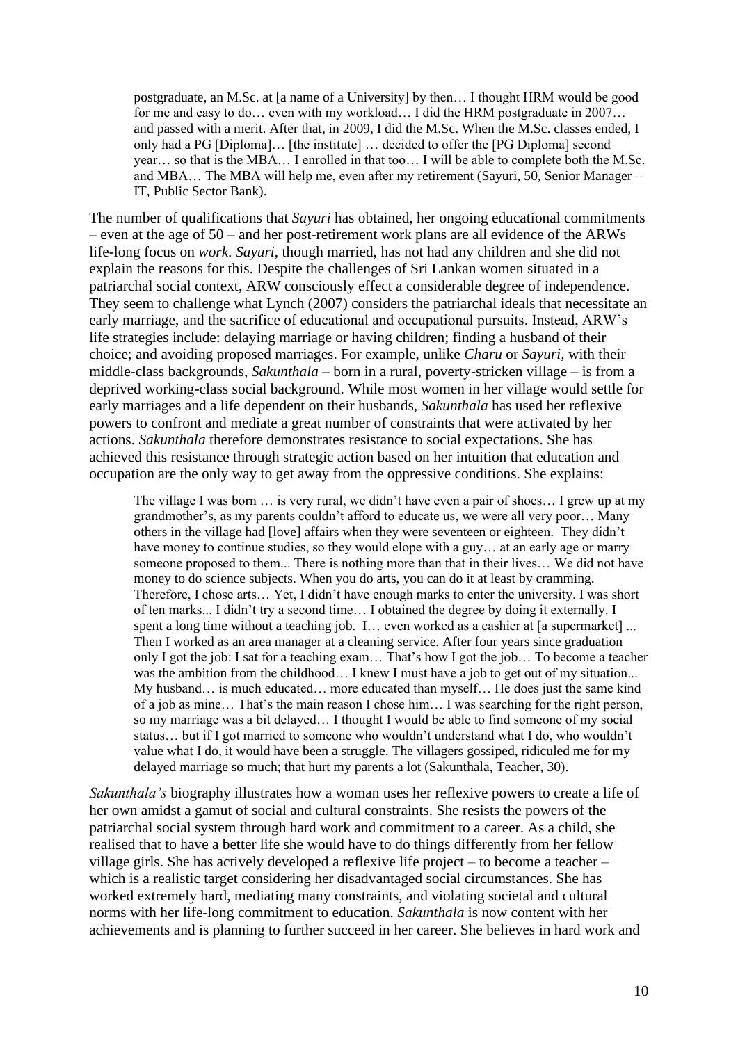> postgraduate, an M.Sc. at [a name of a University] by then… I thought HRM would be good for me and easy to do… even with my workload… I did the HRM postgraduate in 2007… and passed with a merit. After that, in 2009, I did the M.Sc. When the M.Sc. classes ended, I only had a PG [Diploma]… [the institute] … decided to offer the [PG Diploma] second year… so that is the MBA… I enrolled in that too… I will be able to complete both the M.Sc. and MBA… The MBA will help me, even after my retirement (Sayuri, 50, Senior Manager – IT, Public Sector Bank).

The number of qualifications that *Sayuri* has obtained, her ongoing educational commitments – even at the age of 50 – and her post-retirement work plans are all evidence of the ARWs life-long focus on *work*. *Sayuri*, though married, has not had any children and she did not explain the reasons for this. Despite the challenges of Sri Lankan women situated in a patriarchal social context, ARW consciously effect a considerable degree of independence. They seem to challenge what Lynch (2007) considers the patriarchal ideals that necessitate an early marriage, and the sacrifice of educational and occupational pursuits. Instead, ARW's life strategies include: delaying marriage or having children; finding a husband of their choice; and avoiding proposed marriages. For example, unlike *Charu* or *Sayuri*, with their middle-class backgrounds, *Sakunthala* – born in a rural, poverty-stricken village – is from a deprived working-class social background. While most women in her village would settle for early marriages and a life dependent on their husbands, *Sakunthala* has used her reflexive powers to confront and mediate a great number of constraints that were activated by her actions. *Sakunthala* therefore demonstrates resistance to social expectations. She has achieved this resistance through strategic action based on her intuition that education and occupation are the only way to get away from the oppressive conditions. She explains:

> The village I was born … is very rural, we didn't have even a pair of shoes… I grew up at my grandmother's, as my parents couldn't afford to educate us, we were all very poor… Many others in the village had [love] affairs when they were seventeen or eighteen. They didn't have money to continue studies, so they would elope with a guy… at an early age or marry someone proposed to them... There is nothing more than that in their lives… We did not have money to do science subjects. When you do arts, you can do it at least by cramming. Therefore, I chose arts… Yet, I didn't have enough marks to enter the university. I was short of ten marks... I didn't try a second time… I obtained the degree by doing it externally. I spent a long time without a teaching job. I… even worked as a cashier at [a supermarket] ... Then I worked as an area manager at a cleaning service. After four years since graduation only I got the job: I sat for a teaching exam… That's how I got the job… To become a teacher was the ambition from the childhood… I knew I must have a job to get out of my situation... My husband… is much educated… more educated than myself… He does just the same kind of a job as mine… That's the main reason I chose him… I was searching for the right person, so my marriage was a bit delayed… I thought I would be able to find someone of my social status… but if I got married to someone who wouldn't understand what I do, who wouldn't value what I do, it would have been a struggle. The villagers gossiped, ridiculed me for my delayed marriage so much; that hurt my parents a lot (Sakunthala, Teacher, 30).

*Sakunthala's* biography illustrates how a woman uses her reflexive powers to create a life of her own amidst a gamut of social and cultural constraints. She resists the powers of the patriarchal social system through hard work and commitment to a career. As a child, she realised that to have a better life she would have to do things differently from her fellow village girls. She has actively developed a reflexive life project – to become a teacher – which is a realistic target considering her disadvantaged social circumstances. She has worked extremely hard, mediating many constraints, and violating societal and cultural norms with her life-long commitment to education. *Sakunthala* is now content with her achievements and is planning to further succeed in her career. She believes in hard work and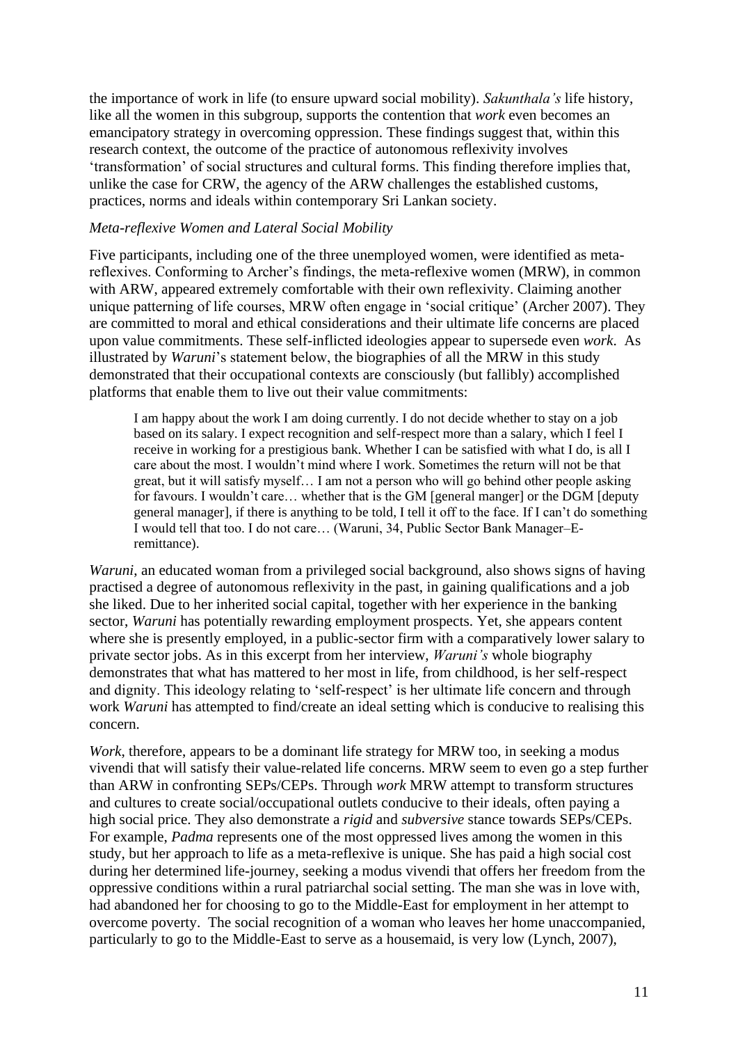the importance of work in life (to ensure upward social mobility). *Sakunthala's* life history, like all the women in this subgroup, supports the contention that *work* even becomes an emancipatory strategy in overcoming oppression. These findings suggest that, within this research context, the outcome of the practice of autonomous reflexivity involves 'transformation' of social structures and cultural forms. This finding therefore implies that, unlike the case for CRW, the agency of the ARW challenges the established customs, practices, norms and ideals within contemporary Sri Lankan society.

*Meta-reflexive Women and Lateral Social Mobility*

Five participants, including one of the three unemployed women, were identified as meta-reflexives. Conforming to Archer's findings, the meta-reflexive women (MRW), in common with ARW, appeared extremely comfortable with their own reflexivity. Claiming another unique patterning of life courses, MRW often engage in 'social critique' (Archer 2007). They are committed to moral and ethical considerations and their ultimate life concerns are placed upon value commitments. These self-inflicted ideologies appear to supersede even *work*. As illustrated by *Waruni*'s statement below, the biographies of all the MRW in this study demonstrated that their occupational contexts are consciously (but fallibly) accomplished platforms that enable them to live out their value commitments:

> I am happy about the work I am doing currently. I do not decide whether to stay on a job based on its salary. I expect recognition and self-respect more than a salary, which I feel I receive in working for a prestigious bank. Whether I can be satisfied with what I do, is all I care about the most. I wouldn't mind where I work. Sometimes the return will not be that great, but it will satisfy myself… I am not a person who will go behind other people asking for favours. I wouldn't care… whether that is the GM [general manger] or the DGM [deputy general manager], if there is anything to be told, I tell it off to the face. If I can't do something I would tell that too. I do not care… (Waruni, 34, Public Sector Bank Manager–E-remittance).

*Waruni*, an educated woman from a privileged social background, also shows signs of having practised a degree of autonomous reflexivity in the past, in gaining qualifications and a job she liked. Due to her inherited social capital, together with her experience in the banking sector, *Waruni* has potentially rewarding employment prospects. Yet, she appears content where she is presently employed, in a public-sector firm with a comparatively lower salary to private sector jobs. As in this excerpt from her interview, *Waruni's* whole biography demonstrates that what has mattered to her most in life, from childhood, is her self-respect and dignity. This ideology relating to 'self-respect' is her ultimate life concern and through work *Waruni* has attempted to find/create an ideal setting which is conducive to realising this concern.

*Work*, therefore, appears to be a dominant life strategy for MRW too, in seeking a modus vivendi that will satisfy their value-related life concerns. MRW seem to even go a step further than ARW in confronting SEPs/CEPs. Through *work* MRW attempt to transform structures and cultures to create social/occupational outlets conducive to their ideals, often paying a high social price. They also demonstrate a *rigid* and *subversive* stance towards SEPs/CEPs. For example, *Padma* represents one of the most oppressed lives among the women in this study, but her approach to life as a meta-reflexive is unique. She has paid a high social cost during her determined life-journey, seeking a modus vivendi that offers her freedom from the oppressive conditions within a rural patriarchal social setting. The man she was in love with, had abandoned her for choosing to go to the Middle-East for employment in her attempt to overcome poverty. The social recognition of a woman who leaves her home unaccompanied, particularly to go to the Middle-East to serve as a housemaid, is very low (Lynch, 2007),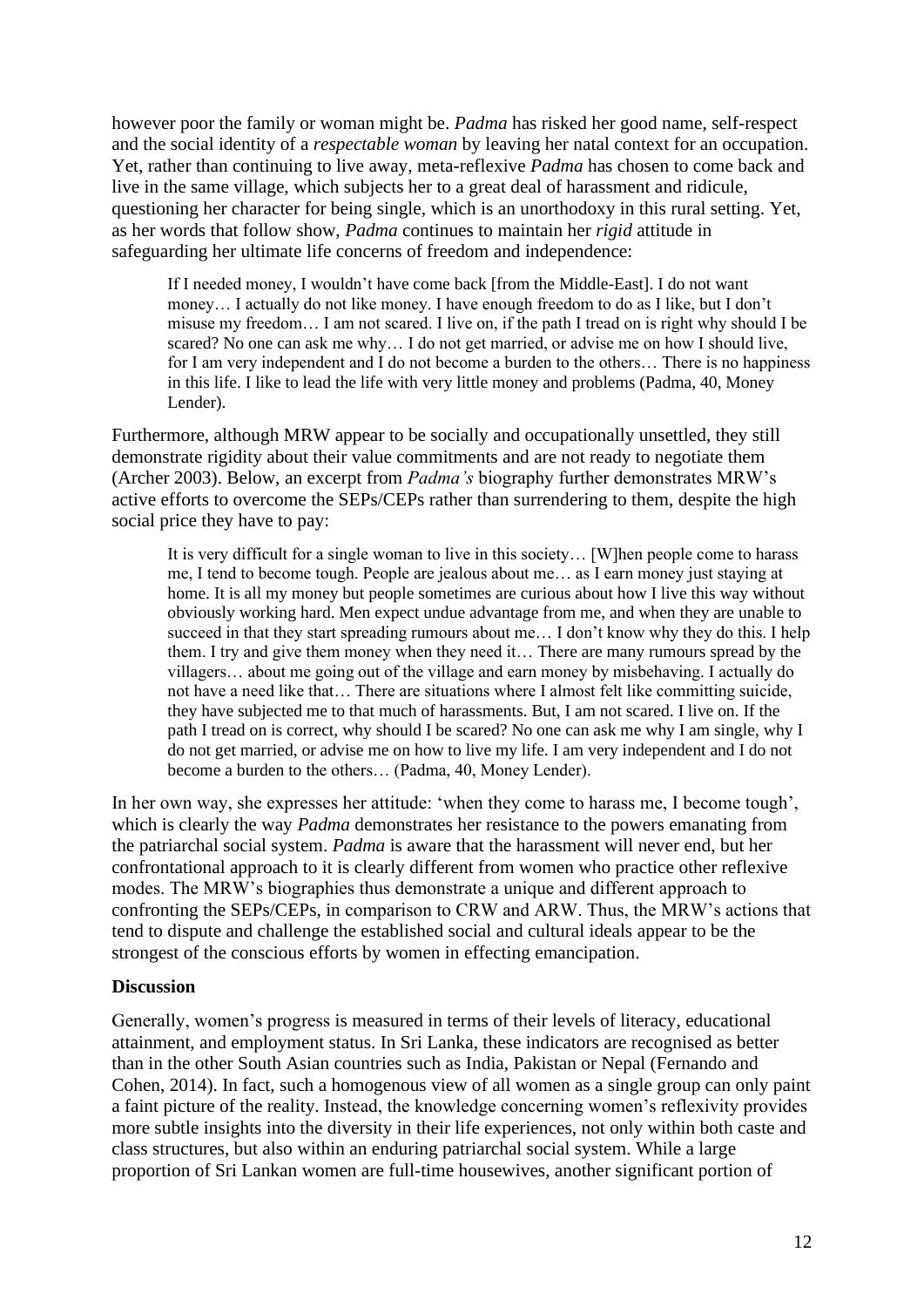however poor the family or woman might be. *Padma* has risked her good name, self-respect and the social identity of a *respectable woman* by leaving her natal context for an occupation. Yet, rather than continuing to live away, meta-reflexive *Padma* has chosen to come back and live in the same village, which subjects her to a great deal of harassment and ridicule, questioning her character for being single, which is an unorthodoxy in this rural setting. Yet, as her words that follow show, *Padma* continues to maintain her *rigid* attitude in safeguarding her ultimate life concerns of freedom and independence:

> If I needed money, I wouldn't have come back [from the Middle-East]. I do not want money… I actually do not like money. I have enough freedom to do as I like, but I don't misuse my freedom… I am not scared. I live on, if the path I tread on is right why should I be scared? No one can ask me why… I do not get married, or advise me on how I should live, for I am very independent and I do not become a burden to the others… There is no happiness in this life. I like to lead the life with very little money and problems (Padma, 40, Money Lender).

Furthermore, although MRW appear to be socially and occupationally unsettled, they still demonstrate rigidity about their value commitments and are not ready to negotiate them (Archer 2003). Below, an excerpt from *Padma's* biography further demonstrates MRW's active efforts to overcome the SEPs/CEPs rather than surrendering to them, despite the high social price they have to pay:

> It is very difficult for a single woman to live in this society… [W]hen people come to harass me, I tend to become tough. People are jealous about me… as I earn money just staying at home. It is all my money but people sometimes are curious about how I live this way without obviously working hard. Men expect undue advantage from me, and when they are unable to succeed in that they start spreading rumours about me… I don't know why they do this. I help them. I try and give them money when they need it… There are many rumours spread by the villagers… about me going out of the village and earn money by misbehaving. I actually do not have a need like that… There are situations where I almost felt like committing suicide, they have subjected me to that much of harassments. But, I am not scared. I live on. If the path I tread on is correct, why should I be scared? No one can ask me why I am single, why I do not get married, or advise me on how to live my life. I am very independent and I do not become a burden to the others… (Padma, 40, Money Lender).

In her own way, she expresses her attitude: 'when they come to harass me, I become tough', which is clearly the way *Padma* demonstrates her resistance to the powers emanating from the patriarchal social system. *Padma* is aware that the harassment will never end, but her confrontational approach to it is clearly different from women who practice other reflexive modes. The MRW's biographies thus demonstrate a unique and different approach to confronting the SEPs/CEPs, in comparison to CRW and ARW. Thus, the MRW's actions that tend to dispute and challenge the established social and cultural ideals appear to be the strongest of the conscious efforts by women in effecting emancipation.

**Discussion**

Generally, women's progress is measured in terms of their levels of literacy, educational attainment, and employment status. In Sri Lanka, these indicators are recognised as better than in the other South Asian countries such as India, Pakistan or Nepal (Fernando and Cohen, 2014). In fact, such a homogenous view of all women as a single group can only paint a faint picture of the reality. Instead, the knowledge concerning women's reflexivity provides more subtle insights into the diversity in their life experiences, not only within both caste and class structures, but also within an enduring patriarchal social system. While a large proportion of Sri Lankan women are full-time housewives, another significant portion of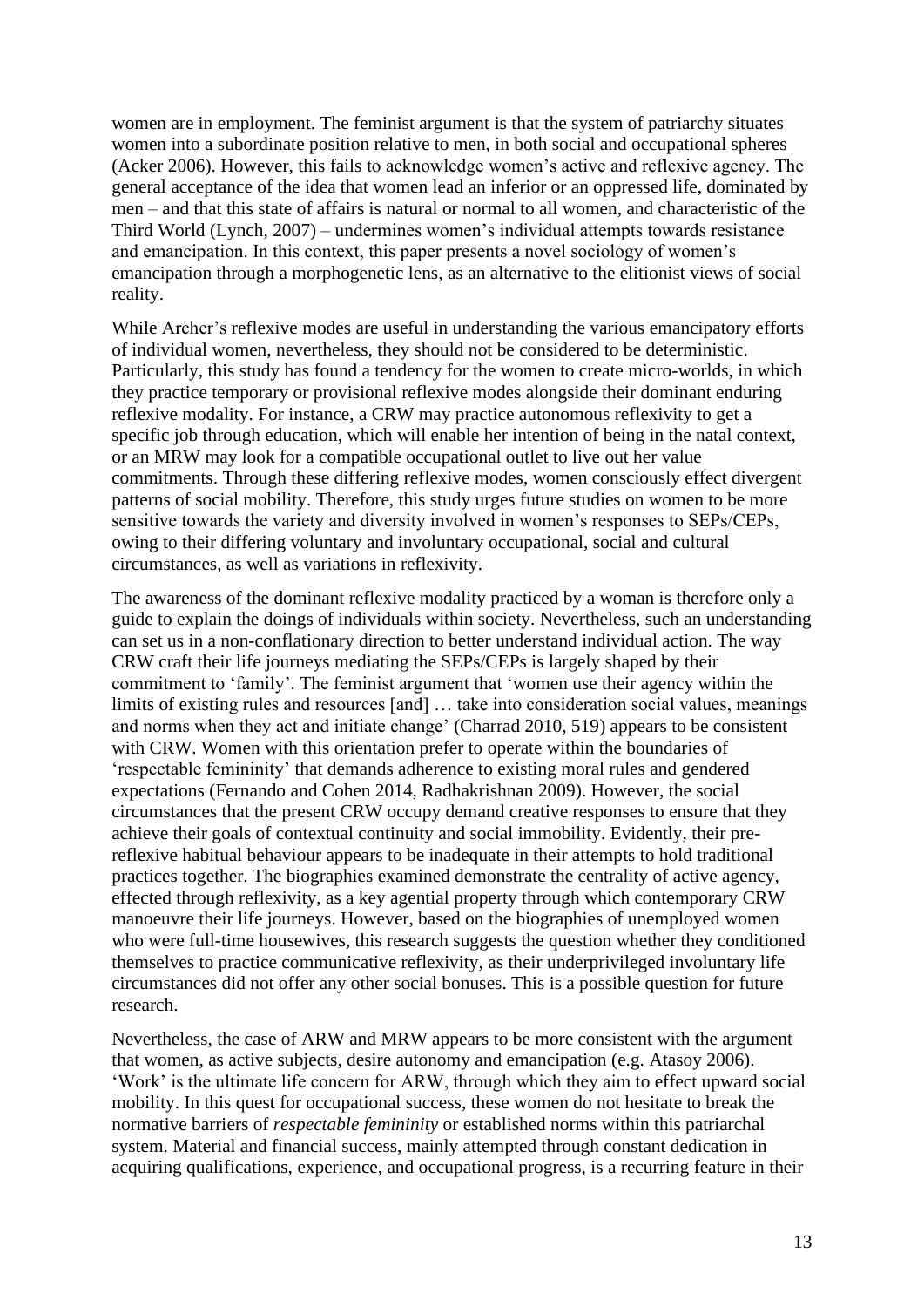women are in employment. The feminist argument is that the system of patriarchy situates women into a subordinate position relative to men, in both social and occupational spheres (Acker 2006). However, this fails to acknowledge women's active and reflexive agency. The general acceptance of the idea that women lead an inferior or an oppressed life, dominated by men – and that this state of affairs is natural or normal to all women, and characteristic of the Third World (Lynch, 2007) – undermines women's individual attempts towards resistance and emancipation. In this context, this paper presents a novel sociology of women's emancipation through a morphogenetic lens, as an alternative to the elitionist views of social reality.

While Archer's reflexive modes are useful in understanding the various emancipatory efforts of individual women, nevertheless, they should not be considered to be deterministic. Particularly, this study has found a tendency for the women to create micro-worlds, in which they practice temporary or provisional reflexive modes alongside their dominant enduring reflexive modality. For instance, a CRW may practice autonomous reflexivity to get a specific job through education, which will enable her intention of being in the natal context, or an MRW may look for a compatible occupational outlet to live out her value commitments. Through these differing reflexive modes, women consciously effect divergent patterns of social mobility. Therefore, this study urges future studies on women to be more sensitive towards the variety and diversity involved in women's responses to SEPs/CEPs, owing to their differing voluntary and involuntary occupational, social and cultural circumstances, as well as variations in reflexivity.

The awareness of the dominant reflexive modality practiced by a woman is therefore only a guide to explain the doings of individuals within society. Nevertheless, such an understanding can set us in a non-conflationary direction to better understand individual action. The way CRW craft their life journeys mediating the SEPs/CEPs is largely shaped by their commitment to 'family'. The feminist argument that 'women use their agency within the limits of existing rules and resources [and] … take into consideration social values, meanings and norms when they act and initiate change' (Charrad 2010, 519) appears to be consistent with CRW. Women with this orientation prefer to operate within the boundaries of 'respectable femininity' that demands adherence to existing moral rules and gendered expectations (Fernando and Cohen 2014, Radhakrishnan 2009). However, the social circumstances that the present CRW occupy demand creative responses to ensure that they achieve their goals of contextual continuity and social immobility. Evidently, their pre-reflexive habitual behaviour appears to be inadequate in their attempts to hold traditional practices together. The biographies examined demonstrate the centrality of active agency, effected through reflexivity, as a key agential property through which contemporary CRW manoeuvre their life journeys. However, based on the biographies of unemployed women who were full-time housewives, this research suggests the question whether they conditioned themselves to practice communicative reflexivity, as their underprivileged involuntary life circumstances did not offer any other social bonuses. This is a possible question for future research.

Nevertheless, the case of ARW and MRW appears to be more consistent with the argument that women, as active subjects, desire autonomy and emancipation (e.g. Atasoy 2006). 'Work' is the ultimate life concern for ARW, through which they aim to effect upward social mobility. In this quest for occupational success, these women do not hesitate to break the normative barriers of *respectable femininity* or established norms within this patriarchal system. Material and financial success, mainly attempted through constant dedication in acquiring qualifications, experience, and occupational progress, is a recurring feature in their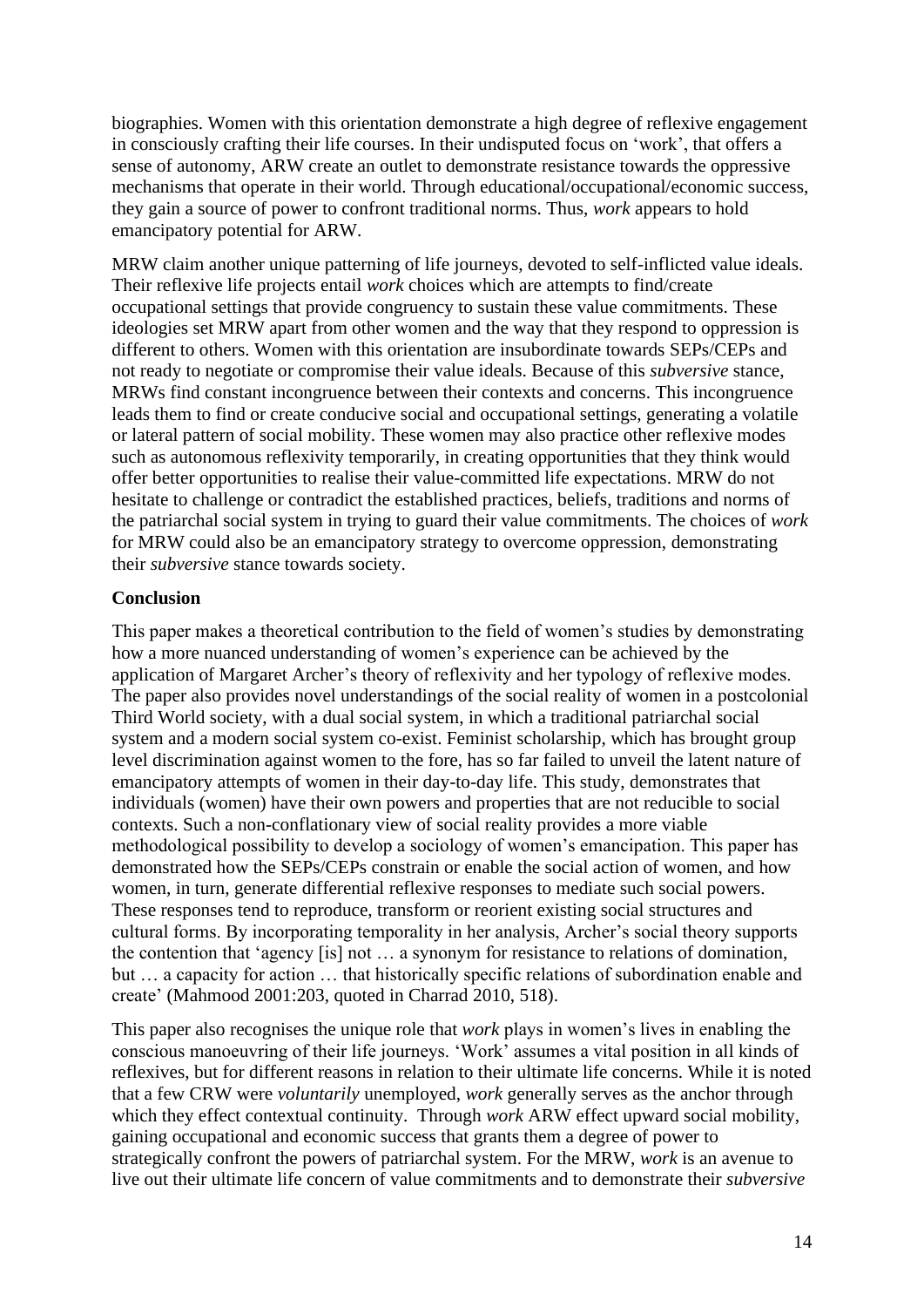biographies. Women with this orientation demonstrate a high degree of reflexive engagement in consciously crafting their life courses. In their undisputed focus on 'work', that offers a sense of autonomy, ARW create an outlet to demonstrate resistance towards the oppressive mechanisms that operate in their world. Through educational/occupational/economic success, they gain a source of power to confront traditional norms. Thus, *work* appears to hold emancipatory potential for ARW.

MRW claim another unique patterning of life journeys, devoted to self-inflicted value ideals. Their reflexive life projects entail *work* choices which are attempts to find/create occupational settings that provide congruency to sustain these value commitments. These ideologies set MRW apart from other women and the way that they respond to oppression is different to others. Women with this orientation are insubordinate towards SEPs/CEPs and not ready to negotiate or compromise their value ideals. Because of this *subversive* stance, MRWs find constant incongruence between their contexts and concerns. This incongruence leads them to find or create conducive social and occupational settings, generating a volatile or lateral pattern of social mobility. These women may also practice other reflexive modes such as autonomous reflexivity temporarily, in creating opportunities that they think would offer better opportunities to realise their value-committed life expectations. MRW do not hesitate to challenge or contradict the established practices, beliefs, traditions and norms of the patriarchal social system in trying to guard their value commitments. The choices of *work* for MRW could also be an emancipatory strategy to overcome oppression, demonstrating their *subversive* stance towards society.

## Conclusion

This paper makes a theoretical contribution to the field of women's studies by demonstrating how a more nuanced understanding of women's experience can be achieved by the application of Margaret Archer's theory of reflexivity and her typology of reflexive modes. The paper also provides novel understandings of the social reality of women in a postcolonial Third World society, with a dual social system, in which a traditional patriarchal social system and a modern social system co-exist. Feminist scholarship, which has brought group level discrimination against women to the fore, has so far failed to unveil the latent nature of emancipatory attempts of women in their day-to-day life. This study, demonstrates that individuals (women) have their own powers and properties that are not reducible to social contexts. Such a non-conflationary view of social reality provides a more viable methodological possibility to develop a sociology of women's emancipation. This paper has demonstrated how the SEPs/CEPs constrain or enable the social action of women, and how women, in turn, generate differential reflexive responses to mediate such social powers. These responses tend to reproduce, transform or reorient existing social structures and cultural forms. By incorporating temporality in her analysis, Archer's social theory supports the contention that 'agency [is] not … a synonym for resistance to relations of domination, but … a capacity for action … that historically specific relations of subordination enable and create' (Mahmood 2001:203, quoted in Charrad 2010, 518).

This paper also recognises the unique role that *work* plays in women's lives in enabling the conscious manoeuvring of their life journeys. 'Work' assumes a vital position in all kinds of reflexives, but for different reasons in relation to their ultimate life concerns. While it is noted that a few CRW were *voluntarily* unemployed, *work* generally serves as the anchor through which they effect contextual continuity. Through *work* ARW effect upward social mobility, gaining occupational and economic success that grants them a degree of power to strategically confront the powers of patriarchal system. For the MRW, *work* is an avenue to live out their ultimate life concern of value commitments and to demonstrate their *subversive*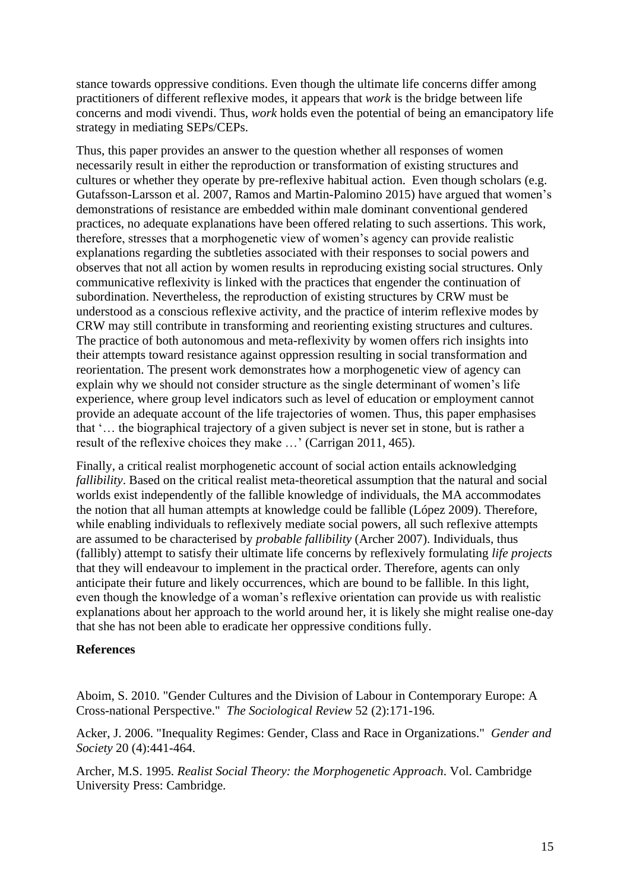stance towards oppressive conditions. Even though the ultimate life concerns differ among practitioners of different reflexive modes, it appears that *work* is the bridge between life concerns and modi vivendi. Thus, *work* holds even the potential of being an emancipatory life strategy in mediating SEPs/CEPs.

Thus, this paper provides an answer to the question whether all responses of women necessarily result in either the reproduction or transformation of existing structures and cultures or whether they operate by pre-reflexive habitual action. Even though scholars (e.g. Gutafsson-Larsson et al. 2007, Ramos and Martin-Palomino 2015) have argued that women's demonstrations of resistance are embedded within male dominant conventional gendered practices, no adequate explanations have been offered relating to such assertions. This work, therefore, stresses that a morphogenetic view of women's agency can provide realistic explanations regarding the subtleties associated with their responses to social powers and observes that not all action by women results in reproducing existing social structures. Only communicative reflexivity is linked with the practices that engender the continuation of subordination. Nevertheless, the reproduction of existing structures by CRW must be understood as a conscious reflexive activity, and the practice of interim reflexive modes by CRW may still contribute in transforming and reorienting existing structures and cultures. The practice of both autonomous and meta-reflexivity by women offers rich insights into their attempts toward resistance against oppression resulting in social transformation and reorientation. The present work demonstrates how a morphogenetic view of agency can explain why we should not consider structure as the single determinant of women's life experience, where group level indicators such as level of education or employment cannot provide an adequate account of the life trajectories of women. Thus, this paper emphasises that '… the biographical trajectory of a given subject is never set in stone, but is rather a result of the reflexive choices they make …' (Carrigan 2011, 465).

Finally, a critical realist morphogenetic account of social action entails acknowledging *fallibility*. Based on the critical realist meta-theoretical assumption that the natural and social worlds exist independently of the fallible knowledge of individuals, the MA accommodates the notion that all human attempts at knowledge could be fallible (López 2009). Therefore, while enabling individuals to reflexively mediate social powers, all such reflexive attempts are assumed to be characterised by *probable fallibility* (Archer 2007). Individuals, thus (fallibly) attempt to satisfy their ultimate life concerns by reflexively formulating *life projects* that they will endeavour to implement in the practical order. Therefore, agents can only anticipate their future and likely occurrences, which are bound to be fallible. In this light, even though the knowledge of a woman's reflexive orientation can provide us with realistic explanations about her approach to the world around her, it is likely she might realise one-day that she has not been able to eradicate her oppressive conditions fully.

**References**

Aboim, S. 2010. "Gender Cultures and the Division of Labour in Contemporary Europe: A Cross-national Perspective." *The Sociological Review* 52 (2):171-196.

Acker, J. 2006. "Inequality Regimes: Gender, Class and Race in Organizations." *Gender and Society* 20 (4):441-464.

Archer, M.S. 1995. *Realist Social Theory: the Morphogenetic Approach*. Vol. Cambridge University Press: Cambridge.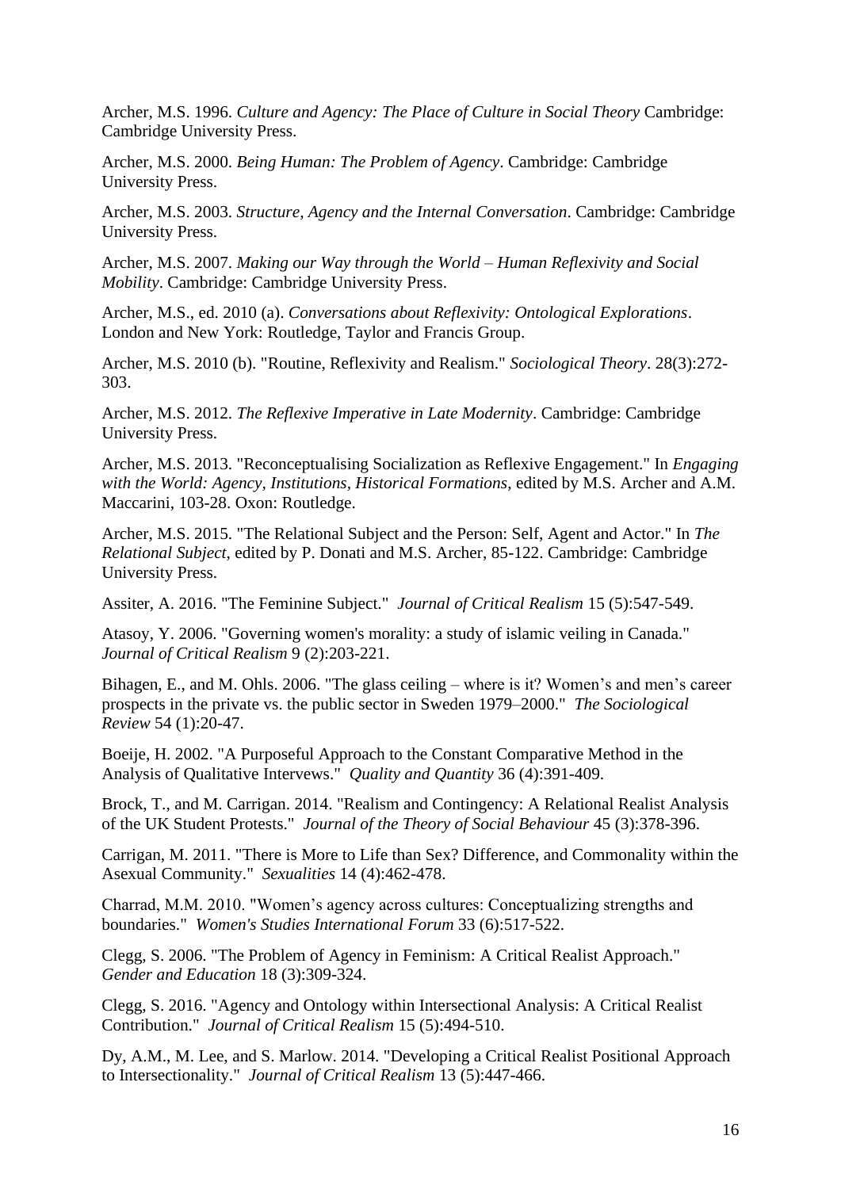Archer, M.S. 1996. *Culture and Agency: The Place of Culture in Social Theory* Cambridge: Cambridge University Press.

Archer, M.S. 2000. *Being Human: The Problem of Agency*. Cambridge: Cambridge University Press.

Archer, M.S. 2003. *Structure, Agency and the Internal Conversation*. Cambridge: Cambridge University Press.

Archer, M.S. 2007. *Making our Way through the World – Human Reflexivity and Social Mobility*. Cambridge: Cambridge University Press.

Archer, M.S., ed. 2010 (a). *Conversations about Reflexivity: Ontological Explorations*. London and New York: Routledge, Taylor and Francis Group.

Archer, M.S. 2010 (b). "Routine, Reflexivity and Realism." *Sociological Theory*. 28(3):272-303.

Archer, M.S. 2012. *The Reflexive Imperative in Late Modernity*. Cambridge: Cambridge University Press.

Archer, M.S. 2013. "Reconceptualising Socialization as Reflexive Engagement." In *Engaging with the World: Agency, Institutions, Historical Formations*, edited by M.S. Archer and A.M. Maccarini, 103-28. Oxon: Routledge.

Archer, M.S. 2015. "The Relational Subject and the Person: Self, Agent and Actor." In *The Relational Subject*, edited by P. Donati and M.S. Archer, 85-122. Cambridge: Cambridge University Press.

Assiter, A. 2016. "The Feminine Subject." *Journal of Critical Realism* 15 (5):547-549.

Atasoy, Y. 2006. "Governing women's morality: a study of islamic veiling in Canada." *Journal of Critical Realism* 9 (2):203-221.

Bihagen, E., and M. Ohls. 2006. "The glass ceiling – where is it? Women's and men's career prospects in the private vs. the public sector in Sweden 1979–2000." *The Sociological Review* 54 (1):20-47.

Boeije, H. 2002. "A Purposeful Approach to the Constant Comparative Method in the Analysis of Qualitative Intervews." *Quality and Quantity* 36 (4):391-409.

Brock, T., and M. Carrigan. 2014. "Realism and Contingency: A Relational Realist Analysis of the UK Student Protests." *Journal of the Theory of Social Behaviour* 45 (3):378-396.

Carrigan, M. 2011. "There is More to Life than Sex? Difference, and Commonality within the Asexual Community." *Sexualities* 14 (4):462-478.

Charrad, M.M. 2010. "Women's agency across cultures: Conceptualizing strengths and boundaries." *Women's Studies International Forum* 33 (6):517-522.

Clegg, S. 2006. "The Problem of Agency in Feminism: A Critical Realist Approach." *Gender and Education* 18 (3):309-324.

Clegg, S. 2016. "Agency and Ontology within Intersectional Analysis: A Critical Realist Contribution." *Journal of Critical Realism* 15 (5):494-510.

Dy, A.M., M. Lee, and S. Marlow. 2014. "Developing a Critical Realist Positional Approach to Intersectionality." *Journal of Critical Realism* 13 (5):447-466.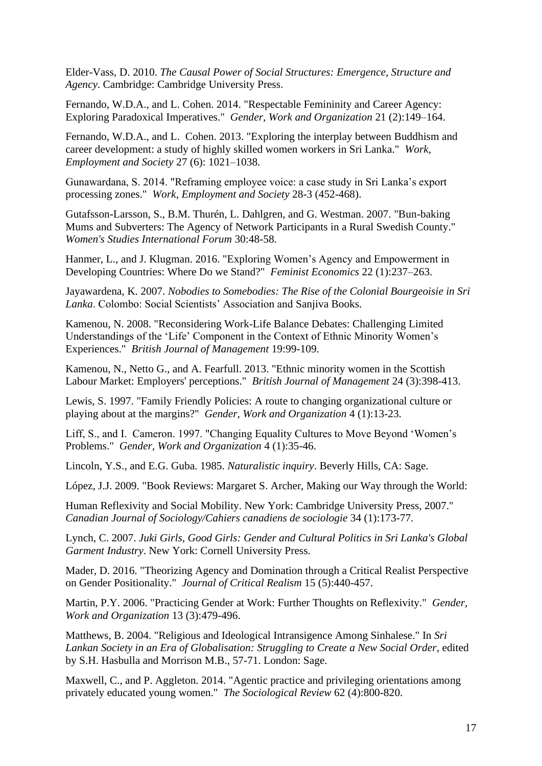Elder-Vass, D. 2010. *The Causal Power of Social Structures: Emergence, Structure and Agency*. Cambridge: Cambridge University Press.

Fernando, W.D.A., and L. Cohen. 2014. "Respectable Femininity and Career Agency: Exploring Paradoxical Imperatives." *Gender, Work and Organization* 21 (2):149–164.

Fernando, W.D.A., and L. Cohen. 2013. "Exploring the interplay between Buddhism and career development: a study of highly skilled women workers in Sri Lanka." *Work, Employment and Society* 27 (6): 1021–1038.

Gunawardana, S. 2014. "Reframing employee voice: a case study in Sri Lanka's export processing zones." *Work, Employment and Society* 28-3 (452-468).

Gutafsson-Larsson, S., B.M. Thurén, L. Dahlgren, and G. Westman. 2007. "Bun-baking Mums and Subverters: The Agency of Network Participants in a Rural Swedish County." *Women's Studies International Forum* 30:48-58.

Hanmer, L., and J. Klugman. 2016. "Exploring Women's Agency and Empowerment in Developing Countries: Where Do we Stand?" *Feminist Economics* 22 (1):237–263.

Jayawardena, K. 2007. *Nobodies to Somebodies: The Rise of the Colonial Bourgeoisie in Sri Lanka*. Colombo: Social Scientists' Association and Sanjiva Books.

Kamenou, N. 2008. "Reconsidering Work-Life Balance Debates: Challenging Limited Understandings of the 'Life' Component in the Context of Ethnic Minority Women's Experiences." *British Journal of Management* 19:99-109.

Kamenou, N., Netto G., and A. Fearfull. 2013. "Ethnic minority women in the Scottish Labour Market: Employers' perceptions." *British Journal of Management* 24 (3):398-413.

Lewis, S. 1997. "Family Friendly Policies: A route to changing organizational culture or playing about at the margins?" *Gender, Work and Organization* 4 (1):13-23.

Liff, S., and I. Cameron. 1997. "Changing Equality Cultures to Move Beyond 'Women's Problems." *Gender, Work and Organization* 4 (1):35-46.

Lincoln, Y.S., and E.G. Guba. 1985. *Naturalistic inquiry*. Beverly Hills, CA: Sage.

López, J.J. 2009. "Book Reviews: Margaret S. Archer, Making our Way through the World:

Human Reflexivity and Social Mobility. New York: Cambridge University Press, 2007." *Canadian Journal of Sociology/Cahiers canadiens de sociologie* 34 (1):173-77.

Lynch, C. 2007. *Juki Girls, Good Girls: Gender and Cultural Politics in Sri Lanka's Global Garment Industry*. New York: Cornell University Press.

Mader, D. 2016. "Theorizing Agency and Domination through a Critical Realist Perspective on Gender Positionality." *Journal of Critical Realism* 15 (5):440-457.

Martin, P.Y. 2006. "Practicing Gender at Work: Further Thoughts on Reflexivity." *Gender, Work and Organization* 13 (3):479-496.

Matthews, B. 2004. "Religious and Ideological Intransigence Among Sinhalese." In *Sri Lankan Society in an Era of Globalisation: Struggling to Create a New Social Order*, edited by S.H. Hasbulla and Morrison M.B., 57-71. London: Sage.

Maxwell, C., and P. Aggleton. 2014. "Agentic practice and privileging orientations among privately educated young women." *The Sociological Review* 62 (4):800-820.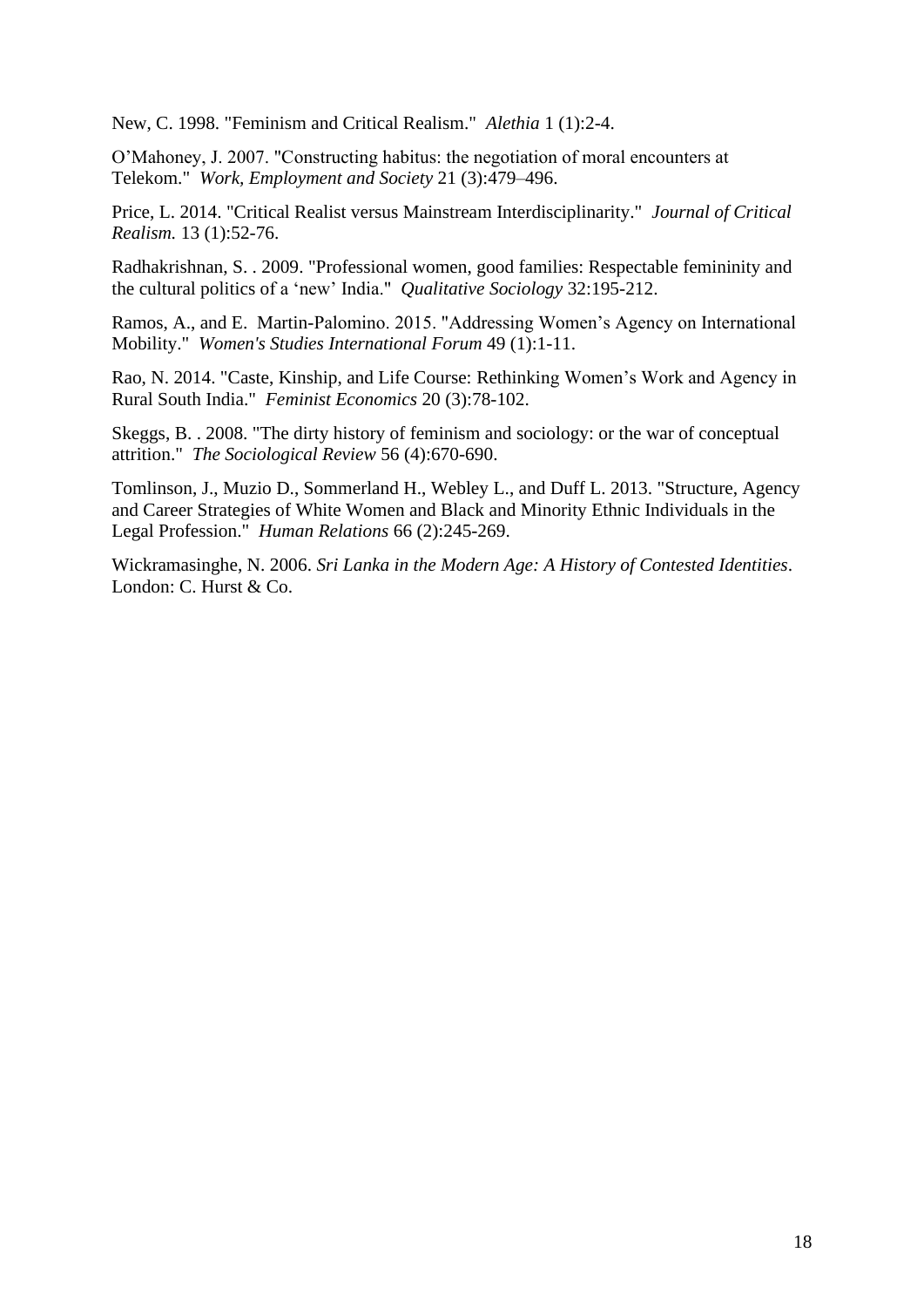New, C. 1998. "Feminism and Critical Realism." *Alethia* 1 (1):2-4.

O'Mahoney, J. 2007. "Constructing habitus: the negotiation of moral encounters at Telekom." *Work, Employment and Society* 21 (3):479–496.

Price, L. 2014. "Critical Realist versus Mainstream Interdisciplinarity." *Journal of Critical Realism.* 13 (1):52-76.

Radhakrishnan, S. . 2009. "Professional women, good families: Respectable femininity and the cultural politics of a 'new' India." *Qualitative Sociology* 32:195-212.

Ramos, A., and E. Martin-Palomino. 2015. "Addressing Women's Agency on International Mobility." *Women's Studies International Forum* 49 (1):1-11.

Rao, N. 2014. "Caste, Kinship, and Life Course: Rethinking Women's Work and Agency in Rural South India." *Feminist Economics* 20 (3):78-102.

Skeggs, B. . 2008. "The dirty history of feminism and sociology: or the war of conceptual attrition." *The Sociological Review* 56 (4):670-690.

Tomlinson, J., Muzio D., Sommerland H., Webley L., and Duff L. 2013. "Structure, Agency and Career Strategies of White Women and Black and Minority Ethnic Individuals in the Legal Profession." *Human Relations* 66 (2):245-269.

Wickramasinghe, N. 2006. *Sri Lanka in the Modern Age: A History of Contested Identities*. London: C. Hurst & Co.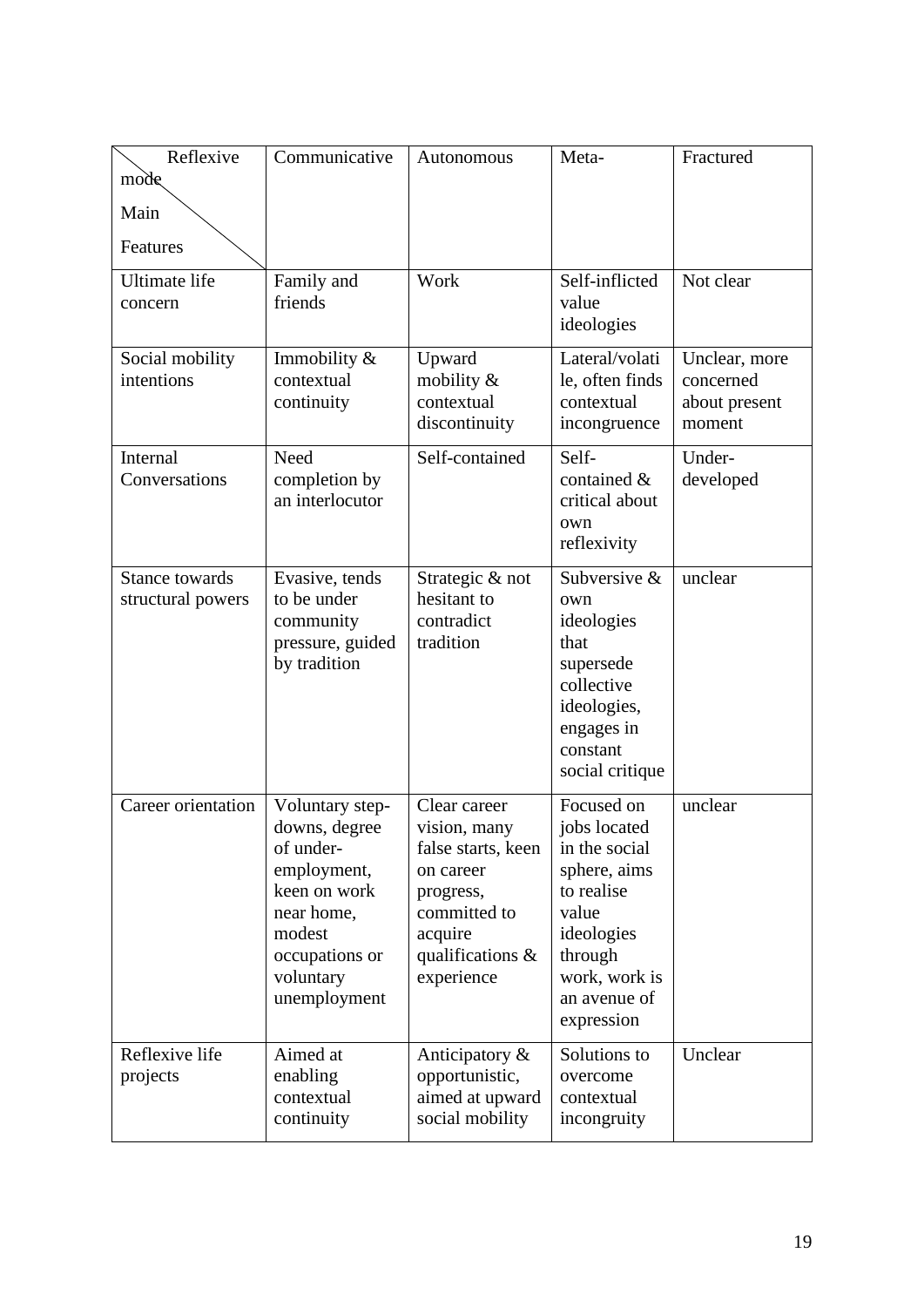| Reflexive mode / Main Features | Communicative | Autonomous | Meta- | Fractured |
|---|---|---|---|---|
| Ultimate life concern | Family and friends | Work | Self-inflicted value ideologies | Not clear |
| Social mobility intentions | Immobility & contextual continuity | Upward mobility & contextual discontinuity | Lateral/volatile, often finds contextual incongruence | Unclear, more concerned about present moment |
| Internal Conversations | Need completion by an interlocutor | Self-contained | Self-contained & critical about own reflexivity | Under-developed |
| Stance towards structural powers | Evasive, tends to be under community pressure, guided by tradition | Strategic & not hesitant to contradict tradition | Subversive & own ideologies that supersede collective ideologies, engages in constant social critique | unclear |
| Career orientation | Voluntary step-downs, degree of under-employment, keen on work near home, modest occupations or voluntary unemployment | Clear career vision, many false starts, keen on career progress, committed to acquire qualifications & experience | Focused on jobs located in the social sphere, aims to realise value ideologies through work, work is an avenue of expression | unclear |
| Reflexive life projects | Aimed at enabling contextual continuity | Anticipatory & opportunistic, aimed at upward social mobility | Solutions to overcome contextual incongruity | Unclear |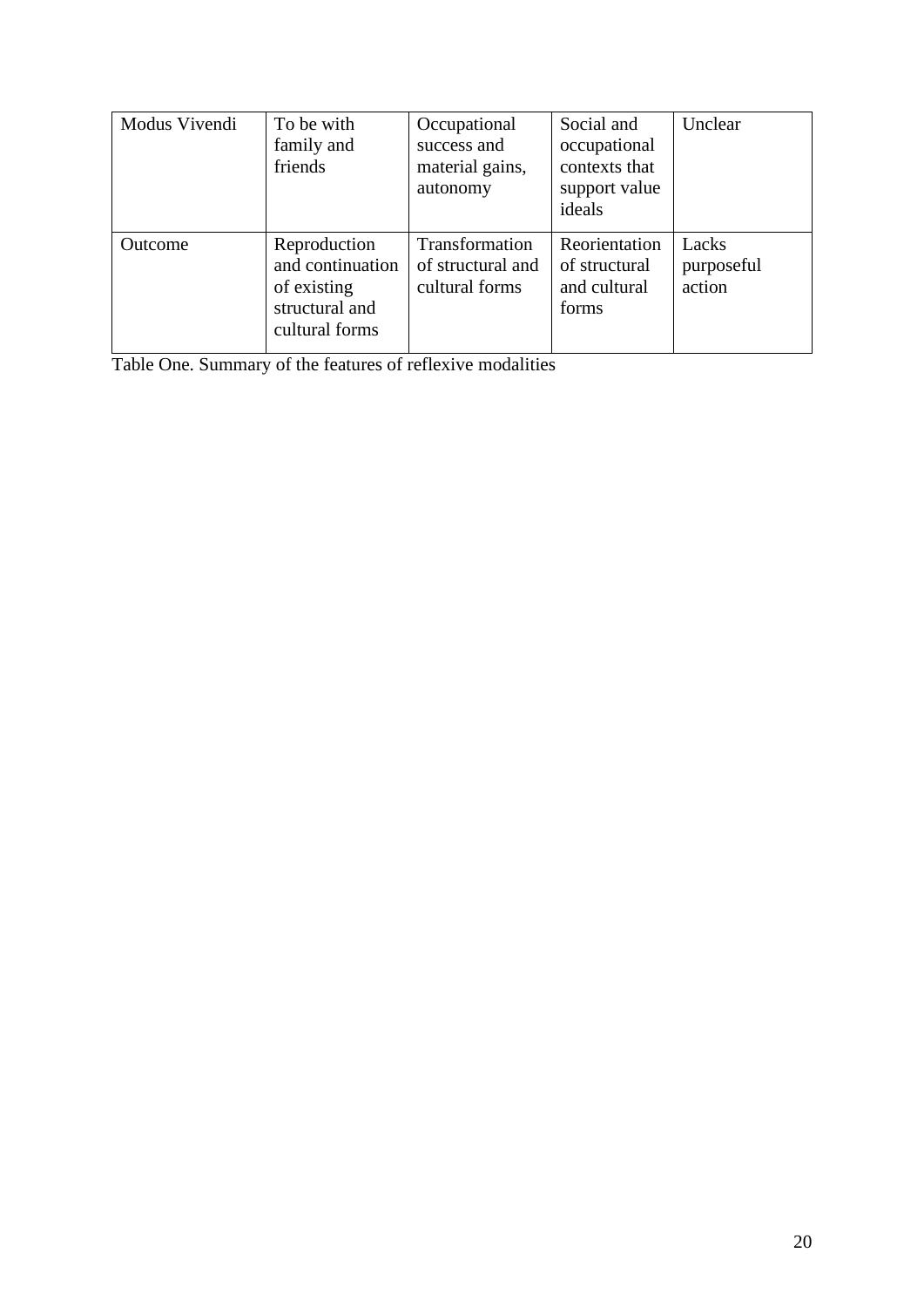| | | | | |
|---|---|---|---|---|
| Modus Vivendi | To be with family and friends | Occupational success and material gains, autonomy | Social and occupational contexts that support value ideals | Unclear |
| Outcome | Reproduction and continuation of existing structural and cultural forms | Transformation of structural and cultural forms | Reorientation of structural and cultural forms | Lacks purposeful action |

Table One. Summary of the features of reflexive modalities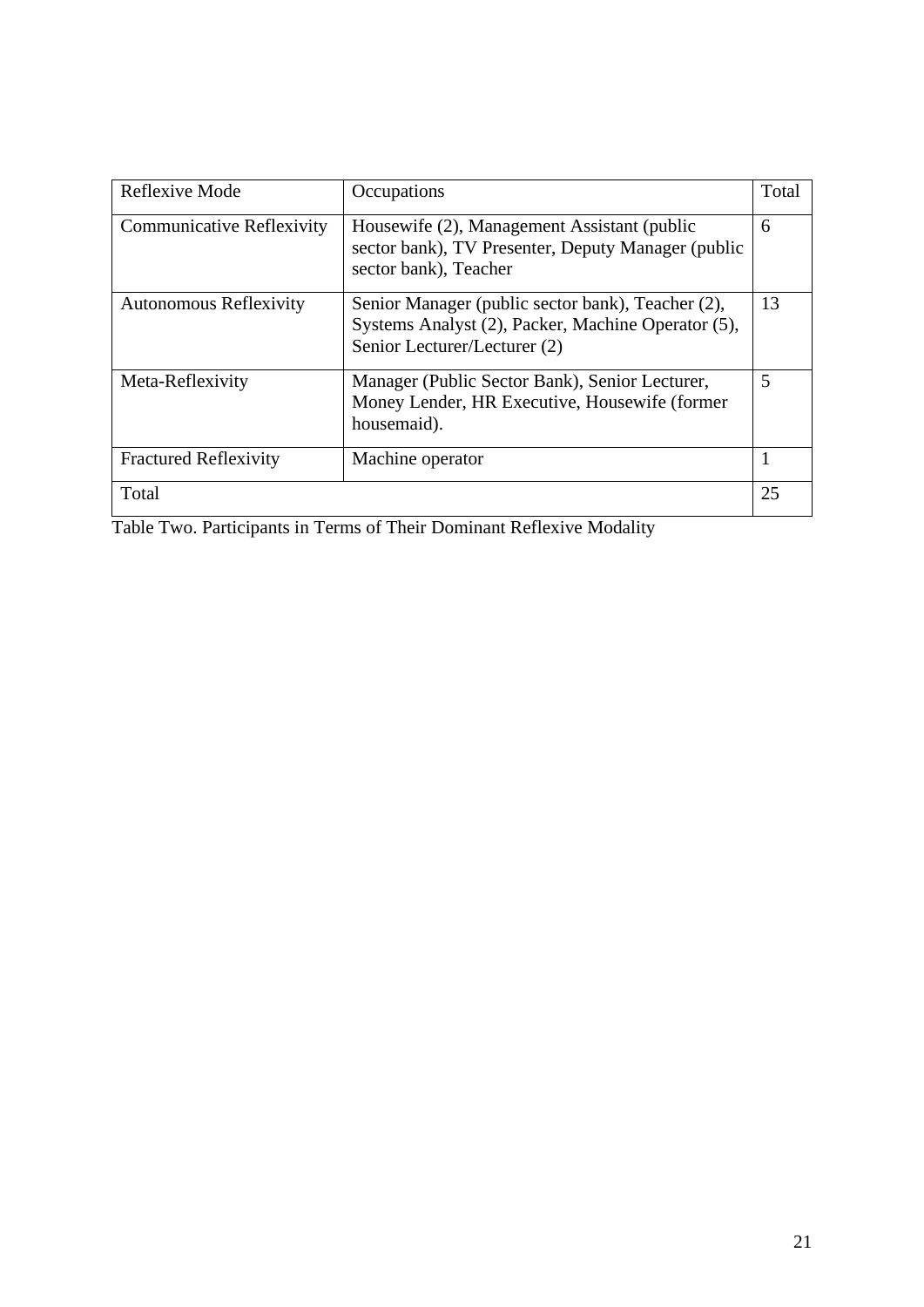| Reflexive Mode | Occupations | Total |
|---|---|---|
| Communicative Reflexivity | Housewife (2), Management Assistant (public sector bank), TV Presenter, Deputy Manager (public sector bank), Teacher | 6 |
| Autonomous Reflexivity | Senior Manager (public sector bank), Teacher (2), Systems Analyst (2), Packer, Machine Operator (5), Senior Lecturer/Lecturer (2) | 13 |
| Meta-Reflexivity | Manager (Public Sector Bank), Senior Lecturer, Money Lender, HR Executive, Housewife (former housemaid). | 5 |
| Fractured Reflexivity | Machine operator | 1 |
| Total | | 25 |

Table Two. Participants in Terms of Their Dominant Reflexive Modality